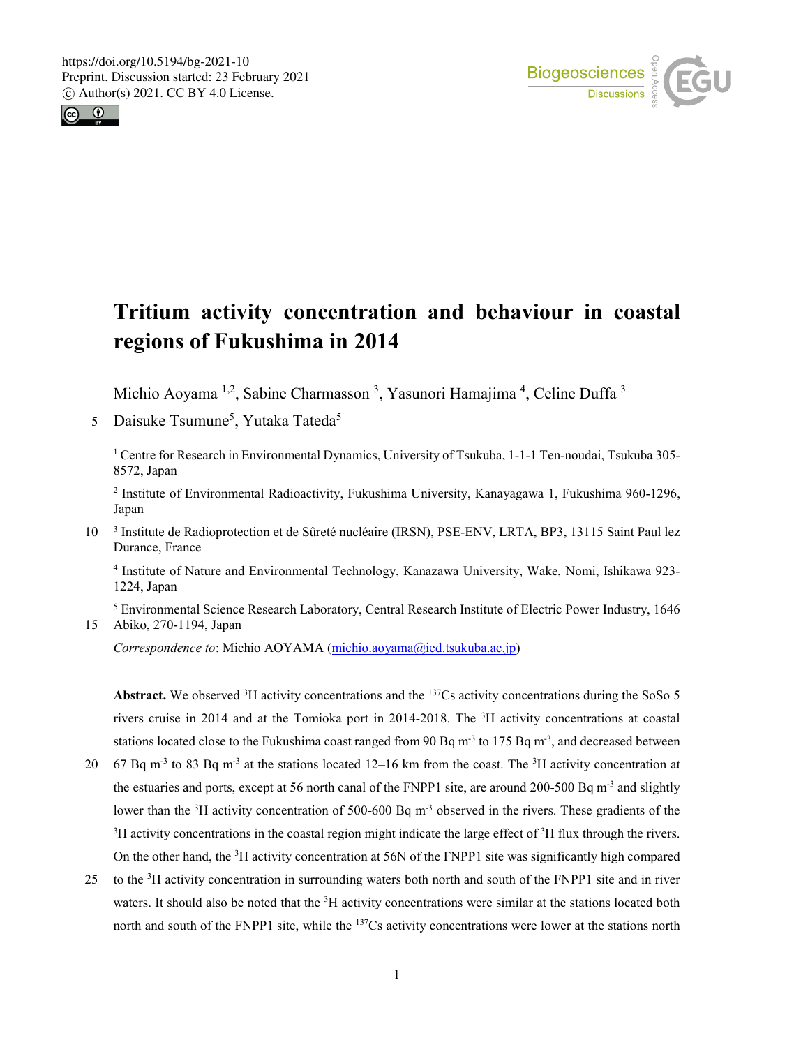# Tritium activity concentration and behaviour in coastal regions of Fukushima in 2014

Michio Aoyama [1,2], Sabine Charmasson [3], Yasunori Hamajima [4], Celine Duffa [3]
Daisuke Tsumune[5], Yutaka Tateda[5]

[1] Centre for Research in Environmental Dynamics, University of Tsukuba, 1-1-1 Ten-noudai, Tsukuba 305-8572, Japan

[2] Institute of Environmental Radioactivity, Fukushima University, Kanayagawa 1, Fukushima 960-1296, Japan

[3] Institute de Radioprotection et de Sûreté nucléaire (IRSN), PSE-ENV, LRTA, BP3, 13115 Saint Paul lez Durance, France

[4] Institute of Nature and Environmental Technology, Kanazawa University, Wake, Nomi, Ishikawa 923-1224, Japan

[5] Environmental Science Research Laboratory, Central Research Institute of Electric Power Industry, 1646 Abiko, 270-1194, Japan

*Correspondence to*: Michio AOYAMA (michio.aoyama@ied.tsukuba.ac.jp)

**Abstract.** We observed $^{3}$H activity concentrations and the $^{137}$Cs activity concentrations during the SoSo 5 rivers cruise in 2014 and at the Tomioka port in 2014-2018. The $^{3}$H activity concentrations at coastal stations located close to the Fukushima coast ranged from 90 Bq m$^{-3}$ to 175 Bq m$^{-3}$, and decreased between 67 Bq m$^{-3}$ to 83 Bq m$^{-3}$ at the stations located 12–16 km from the coast. The $^{3}$H activity concentration at the estuaries and ports, except at 56 north canal of the FNPP1 site, are around 200-500 Bq m$^{-3}$ and slightly lower than the $^{3}$H activity concentration of 500-600 Bq m$^{-3}$ observed in the rivers. These gradients of the $^{3}$H activity concentrations in the coastal region might indicate the large effect of $^{3}$H flux through the rivers. On the other hand, the $^{3}$H activity concentration at 56N of the FNPP1 site was significantly high compared to the $^{3}$H activity concentration in surrounding waters both north and south of the FNPP1 site and in river waters. It should also be noted that the $^{3}$H activity concentrations were similar at the stations located both north and south of the FNPP1 site, while the $^{137}$Cs activity concentrations were lower at the stations north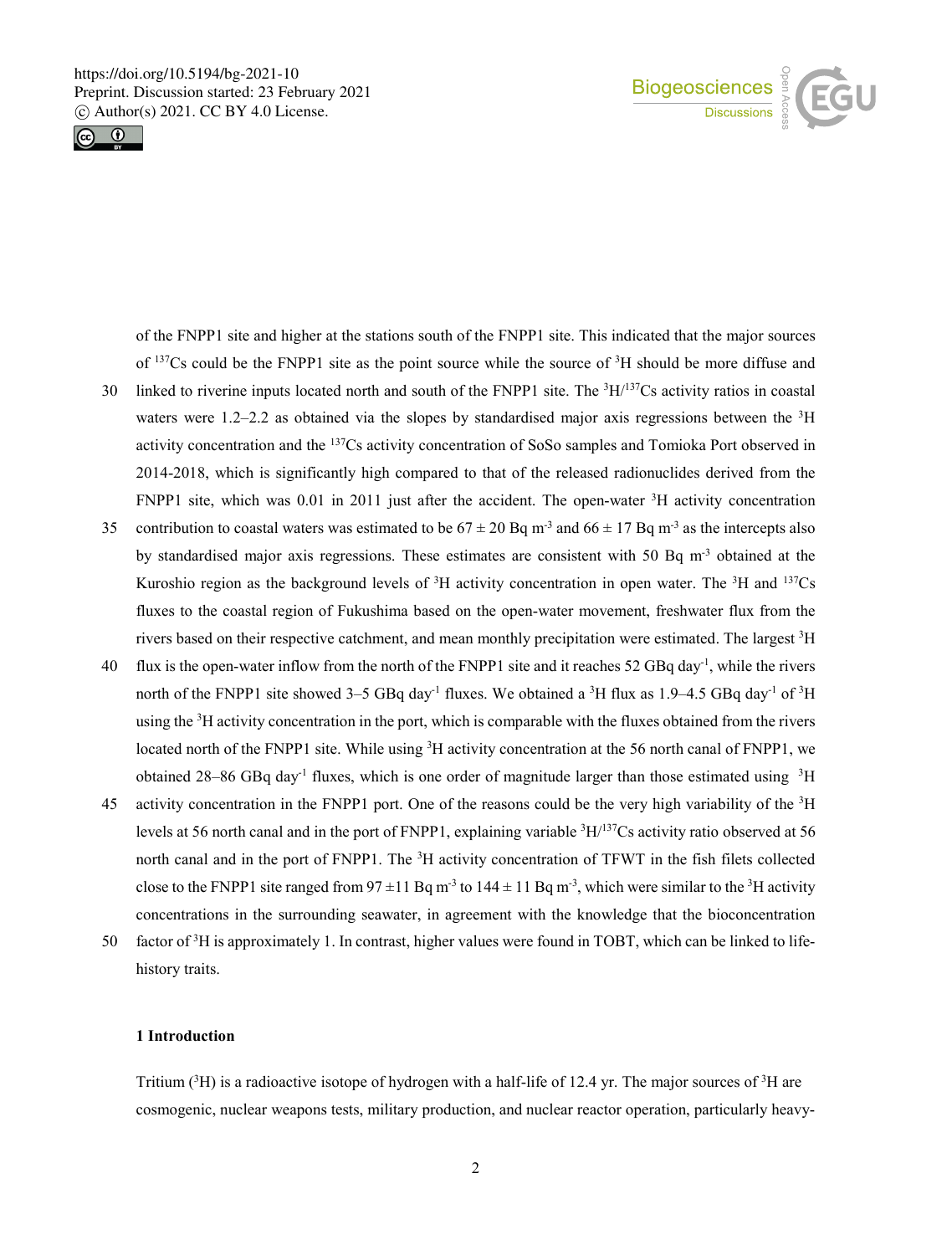of the FNPP1 site and higher at the stations south of the FNPP1 site. This indicated that the major sources of $^{137}Cs$ could be the FNPP1 site as the point source while the source of $^{3}H$ should be more diffuse and linked to riverine inputs located north and south of the FNPP1 site. The $^{3}H/^{137}Cs$ activity ratios in coastal waters were 1.2–2.2 as obtained via the slopes by standardised major axis regressions between the $^{3}H$ activity concentration and the $^{137}Cs$ activity concentration of SoSo samples and Tomioka Port observed in 2014-2018, which is significantly high compared to that of the released radionuclides derived from the FNPP1 site, which was 0.01 in 2011 just after the accident. The open-water $^{3}H$ activity concentration contribution to coastal waters was estimated to be $67 \pm 20$ Bq m$^{-3}$ and $66 \pm 17$ Bq m$^{-3}$ as the intercepts also by standardised major axis regressions. These estimates are consistent with 50 Bq m$^{-3}$ obtained at the Kuroshio region as the background levels of $^{3}H$ activity concentration in open water. The $^{3}H$ and $^{137}Cs$ fluxes to the coastal region of Fukushima based on the open-water movement, freshwater flux from the rivers based on their respective catchment, and mean monthly precipitation were estimated. The largest $^{3}H$ flux is the open-water inflow from the north of the FNPP1 site and it reaches 52 GBq day$^{-1}$, while the rivers north of the FNPP1 site showed 3–5 GBq day$^{-1}$ fluxes. We obtained a $^{3}H$ flux as 1.9–4.5 GBq day$^{-1}$ of $^{3}H$ using the $^{3}H$ activity concentration in the port, which is comparable with the fluxes obtained from the rivers located north of the FNPP1 site. While using $^{3}H$ activity concentration at the 56 north canal of FNPP1, we obtained 28–86 GBq day$^{-1}$ fluxes, which is one order of magnitude larger than those estimated using $^{3}H$ activity concentration in the FNPP1 port. One of the reasons could be the very high variability of the $^{3}H$ levels at 56 north canal and in the port of FNPP1, explaining variable $^{3}H/^{137}Cs$ activity ratio observed at 56 north canal and in the port of FNPP1. The $^{3}H$ activity concentration of TFWT in the fish filets collected close to the FNPP1 site ranged from $97 \pm 11$ Bq m$^{-3}$ to $144 \pm 11$ Bq m$^{-3}$, which were similar to the $^{3}H$ activity concentrations in the surrounding seawater, in agreement with the knowledge that the bioconcentration factor of $^{3}H$ is approximately 1. In contrast, higher values were found in TOBT, which can be linked to life-history traits.

## 1 Introduction

Tritium ($^{3}H$) is a radioactive isotope of hydrogen with a half-life of 12.4 yr. The major sources of $^{3}H$ are cosmogenic, nuclear weapons tests, military production, and nuclear reactor operation, particularly heavy-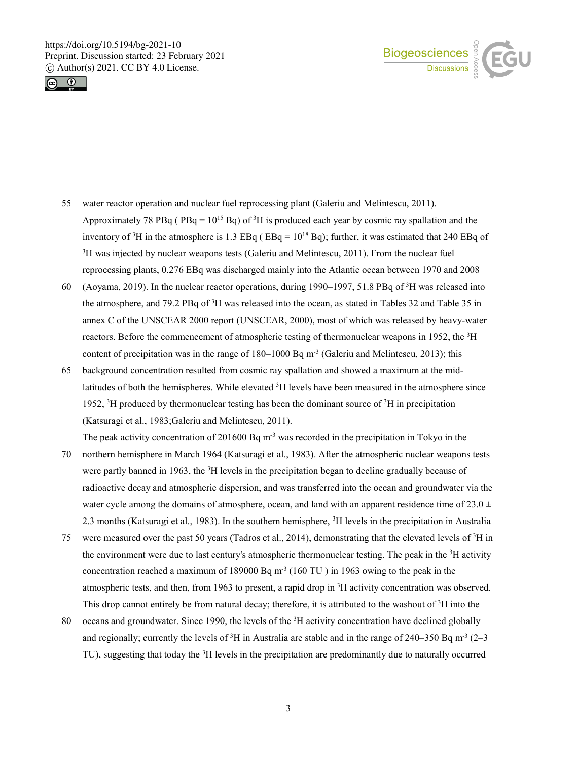water reactor operation and nuclear fuel reprocessing plant (Galeriu and Melintescu, 2011). Approximately 78 PBq ( PBq = $10^{15}$ Bq) of $^{3}$H is produced each year by cosmic ray spallation and the inventory of $^{3}$H in the atmosphere is 1.3 EBq ( EBq = $10^{18}$ Bq); further, it was estimated that 240 EBq of $^{3}$H was injected by nuclear weapons tests (Galeriu and Melintescu, 2011). From the nuclear fuel reprocessing plants, 0.276 EBq was discharged mainly into the Atlantic ocean between 1970 and 2008 (Aoyama, 2019). In the nuclear reactor operations, during 1990–1997, 51.8 PBq of $^{3}$H was released into the atmosphere, and 79.2 PBq of $^{3}$H was released into the ocean, as stated in Tables 32 and Table 35 in annex C of the UNSCEAR 2000 report (UNSCEAR, 2000), most of which was released by heavy-water reactors. Before the commencement of atmospheric testing of thermonuclear weapons in 1952, the $^{3}$H content of precipitation was in the range of 180–1000 Bq m$^{-3}$ (Galeriu and Melintescu, 2013); this background concentration resulted from cosmic ray spallation and showed a maximum at the mid-latitudes of both the hemispheres. While elevated $^{3}$H levels have been measured in the atmosphere since 1952, $^{3}$H produced by thermonuclear testing has been the dominant source of $^{3}$H in precipitation (Katsuragi et al., 1983;Galeriu and Melintescu, 2011).

The peak activity concentration of 201600 Bq m$^{-3}$ was recorded in the precipitation in Tokyo in the northern hemisphere in March 1964 (Katsuragi et al., 1983). After the atmospheric nuclear weapons tests were partly banned in 1963, the $^{3}$H levels in the precipitation began to decline gradually because of radioactive decay and atmospheric dispersion, and was transferred into the ocean and groundwater via the water cycle among the domains of atmosphere, ocean, and land with an apparent residence time of 23.0 ± 2.3 months (Katsuragi et al., 1983). In the southern hemisphere, $^{3}$H levels in the precipitation in Australia were measured over the past 50 years (Tadros et al., 2014), demonstrating that the elevated levels of $^{3}$H in the environment were due to last century's atmospheric thermonuclear testing. The peak in the $^{3}$H activity concentration reached a maximum of 189000 Bq m$^{-3}$ (160 TU ) in 1963 owing to the peak in the atmospheric tests, and then, from 1963 to present, a rapid drop in $^{3}$H activity concentration was observed. This drop cannot entirely be from natural decay; therefore, it is attributed to the washout of $^{3}$H into the oceans and groundwater. Since 1990, the levels of the $^{3}$H activity concentration have declined globally and regionally; currently the levels of $^{3}$H in Australia are stable and in the range of 240–350 Bq m$^{-3}$ (2–3 TU), suggesting that today the $^{3}$H levels in the precipitation are predominantly due to naturally occurred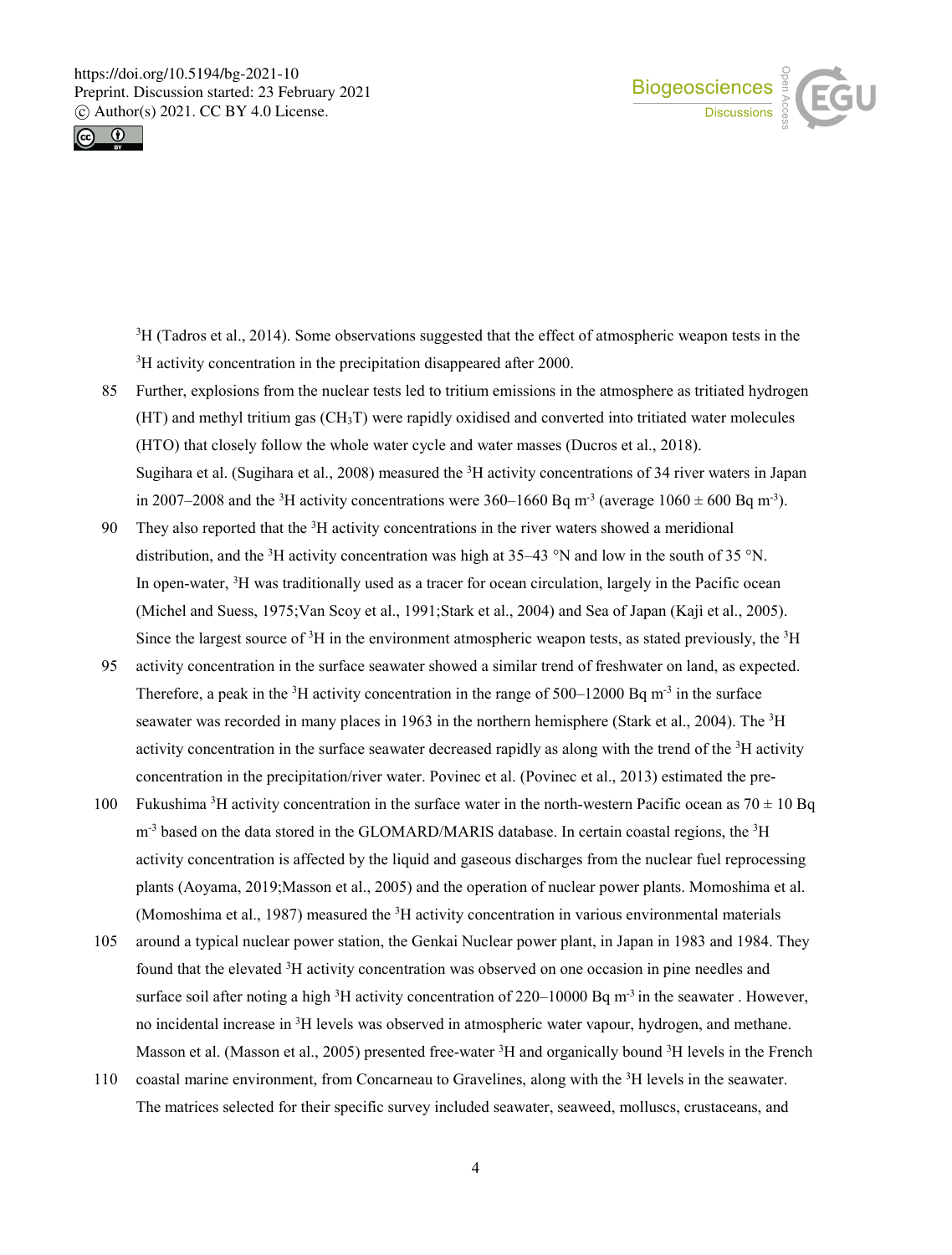$^{3}H$ (Tadros et al., 2014). Some observations suggested that the effect of atmospheric weapon tests in the $^{3}H$ activity concentration in the precipitation disappeared after 2000.

Further, explosions from the nuclear tests led to tritium emissions in the atmosphere as tritiated hydrogen (HT) and methyl tritium gas ($CH_3T$) were rapidly oxidised and converted into tritiated water molecules (HTO) that closely follow the whole water cycle and water masses (Ducros et al., 2018).

Sugihara et al. (Sugihara et al., 2008) measured the $^{3}H$ activity concentrations of 34 river waters in Japan in 2007–2008 and the $^{3}H$ activity concentrations were 360–1660 Bq $m^{-3}$ (average $1060 \pm 600$ Bq $m^{-3}$). They also reported that the $^{3}H$ activity concentrations in the river waters showed a meridional distribution, and the $^{3}H$ activity concentration was high at 35–43 °N and low in the south of 35 °N.

In open-water, $^{3}H$ was traditionally used as a tracer for ocean circulation, largely in the Pacific ocean (Michel and Suess, 1975;Van Scoy et al., 1991;Stark et al., 2004) and Sea of Japan (Kaji et al., 2005). Since the largest source of $^{3}H$ in the environment atmospheric weapon tests, as stated previously, the $^{3}H$ activity concentration in the surface seawater showed a similar trend of freshwater on land, as expected. Therefore, a peak in the $^{3}H$ activity concentration in the range of 500–12000 Bq $m^{-3}$ in the surface seawater was recorded in many places in 1963 in the northern hemisphere (Stark et al., 2004). The $^{3}H$ activity concentration in the surface seawater decreased rapidly as along with the trend of the $^{3}H$ activity concentration in the precipitation/river water. Povinec et al. (Povinec et al., 2013) estimated the pre-Fukushima $^{3}H$ activity concentration in the surface water in the north-western Pacific ocean as $70 \pm 10$ Bq $m^{-3}$ based on the data stored in the GLOMARD/MARIS database. In certain coastal regions, the $^{3}H$ activity concentration is affected by the liquid and gaseous discharges from the nuclear fuel reprocessing plants (Aoyama, 2019;Masson et al., 2005) and the operation of nuclear power plants. Momoshima et al. (Momoshima et al., 1987) measured the $^{3}H$ activity concentration in various environmental materials around a typical nuclear power station, the Genkai Nuclear power plant, in Japan in 1983 and 1984. They found that the elevated $^{3}H$ activity concentration was observed on one occasion in pine needles and surface soil after noting a high $^{3}H$ activity concentration of 220–10000 Bq $m^{-3}$ in the seawater . However, no incidental increase in $^{3}H$ levels was observed in atmospheric water vapour, hydrogen, and methane. Masson et al. (Masson et al., 2005) presented free-water $^{3}H$ and organically bound $^{3}H$ levels in the French coastal marine environment, from Concarneau to Gravelines, along with the $^{3}H$ levels in the seawater. The matrices selected for their specific survey included seawater, seaweed, molluscs, crustaceans, and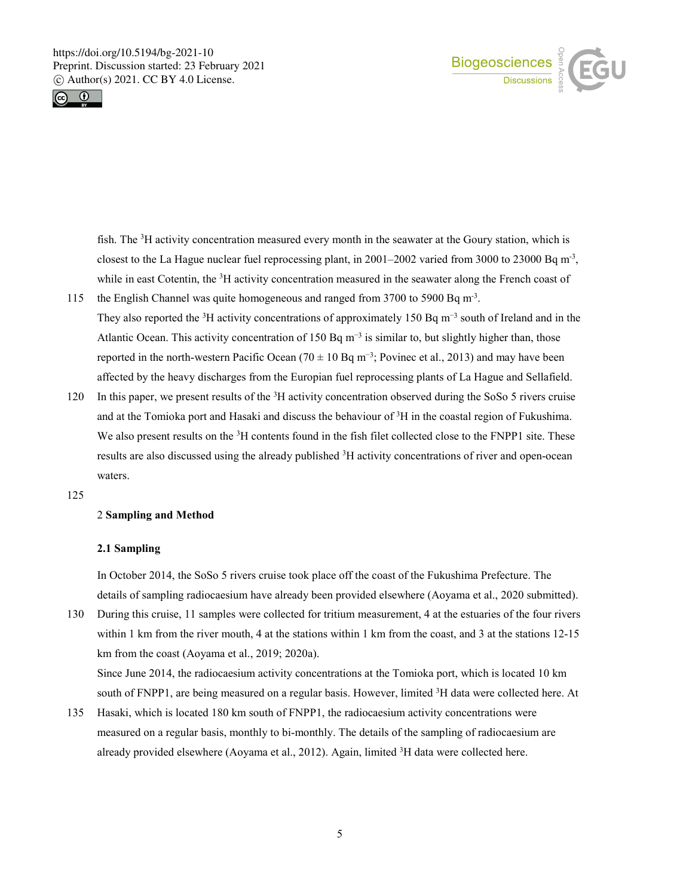fish. The $^{3}$H activity concentration measured every month in the seawater at the Goury station, which is closest to the La Hague nuclear fuel reprocessing plant, in 2001–2002 varied from 3000 to 23000 Bq m$^{-3}$, while in east Cotentin, the $^{3}$H activity concentration measured in the seawater along the French coast of the English Channel was quite homogeneous and ranged from 3700 to 5900 Bq m$^{-3}$.

They also reported the $^{3}$H activity concentrations of approximately 150 Bq m$^{-3}$ south of Ireland and in the Atlantic Ocean. This activity concentration of 150 Bq m$^{-3}$ is similar to, but slightly higher than, those reported in the north-western Pacific Ocean ($70 \pm 10$ Bq m$^{-3}$; Povinec et al., 2013) and may have been affected by the heavy discharges from the Europian fuel reprocessing plants of La Hague and Sellafield.

In this paper, we present results of the $^{3}$H activity concentration observed during the SoSo 5 rivers cruise and at the Tomioka port and Hasaki and discuss the behaviour of $^{3}$H in the coastal region of Fukushima. We also present results on the $^{3}$H contents found in the fish filet collected close to the FNPP1 site. These results are also discussed using the already published $^{3}$H activity concentrations of river and open-ocean waters.

## 2 Sampling and Method

### 2.1 Sampling

In October 2014, the SoSo 5 rivers cruise took place off the coast of the Fukushima Prefecture. The details of sampling radiocaesium have already been provided elsewhere (Aoyama et al., 2020 submitted). During this cruise, 11 samples were collected for tritium measurement, 4 at the estuaries of the four rivers within 1 km from the river mouth, 4 at the stations within 1 km from the coast, and 3 at the stations 12-15 km from the coast (Aoyama et al., 2019; 2020a).

Since June 2014, the radiocaesium activity concentrations at the Tomioka port, which is located 10 km south of FNPP1, are being measured on a regular basis. However, limited $^{3}$H data were collected here. At Hasaki, which is located 180 km south of FNPP1, the radiocaesium activity concentrations were measured on a regular basis, monthly to bi-monthly. The details of the sampling of radiocaesium are already provided elsewhere (Aoyama et al., 2012). Again, limited $^{3}$H data were collected here.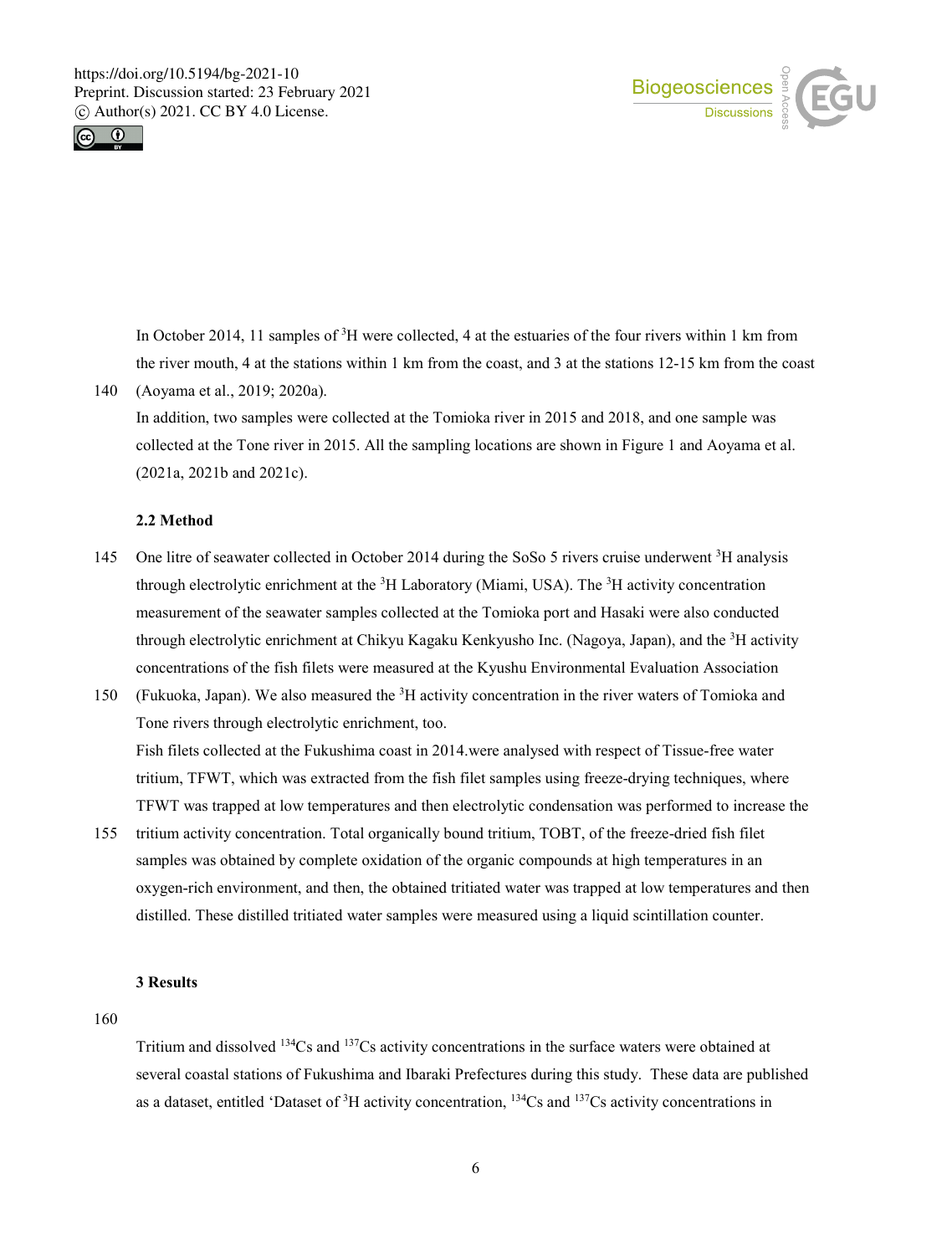In October 2014, 11 samples of $^{3}$H were collected, 4 at the estuaries of the four rivers within 1 km from the river mouth, 4 at the stations within 1 km from the coast, and 3 at the stations 12-15 km from the coast (Aoyama et al., 2019; 2020a).

In addition, two samples were collected at the Tomioka river in 2015 and 2018, and one sample was collected at the Tone river in 2015. All the sampling locations are shown in Figure 1 and Aoyama et al. (2021a, 2021b and 2021c).

### 2.2 Method

One litre of seawater collected in October 2014 during the SoSo 5 rivers cruise underwent $^{3}$H analysis through electrolytic enrichment at the $^{3}$H Laboratory (Miami, USA). The $^{3}$H activity concentration measurement of the seawater samples collected at the Tomioka port and Hasaki were also conducted through electrolytic enrichment at Chikyu Kagaku Kenkyusho Inc. (Nagoya, Japan), and the $^{3}$H activity concentrations of the fish filets were measured at the Kyushu Environmental Evaluation Association (Fukuoka, Japan). We also measured the $^{3}$H activity concentration in the river waters of Tomioka and Tone rivers through electrolytic enrichment, too.

Fish filets collected at the Fukushima coast in 2014.were analysed with respect of Tissue-free water tritium, TFWT, which was extracted from the fish filet samples using freeze-drying techniques, where TFWT was trapped at low temperatures and then electrolytic condensation was performed to increase the tritium activity concentration. Total organically bound tritium, TOBT, of the freeze-dried fish filet samples was obtained by complete oxidation of the organic compounds at high temperatures in an oxygen-rich environment, and then, the obtained tritiated water was trapped at low temperatures and then distilled. These distilled tritiated water samples were measured using a liquid scintillation counter.

## 3 Results

Tritium and dissolved $^{134}$Cs and $^{137}$Cs activity concentrations in the surface waters were obtained at several coastal stations of Fukushima and Ibaraki Prefectures during this study. These data are published as a dataset, entitled 'Dataset of $^{3}$H activity concentration, $^{134}$Cs and $^{137}$Cs activity concentrations in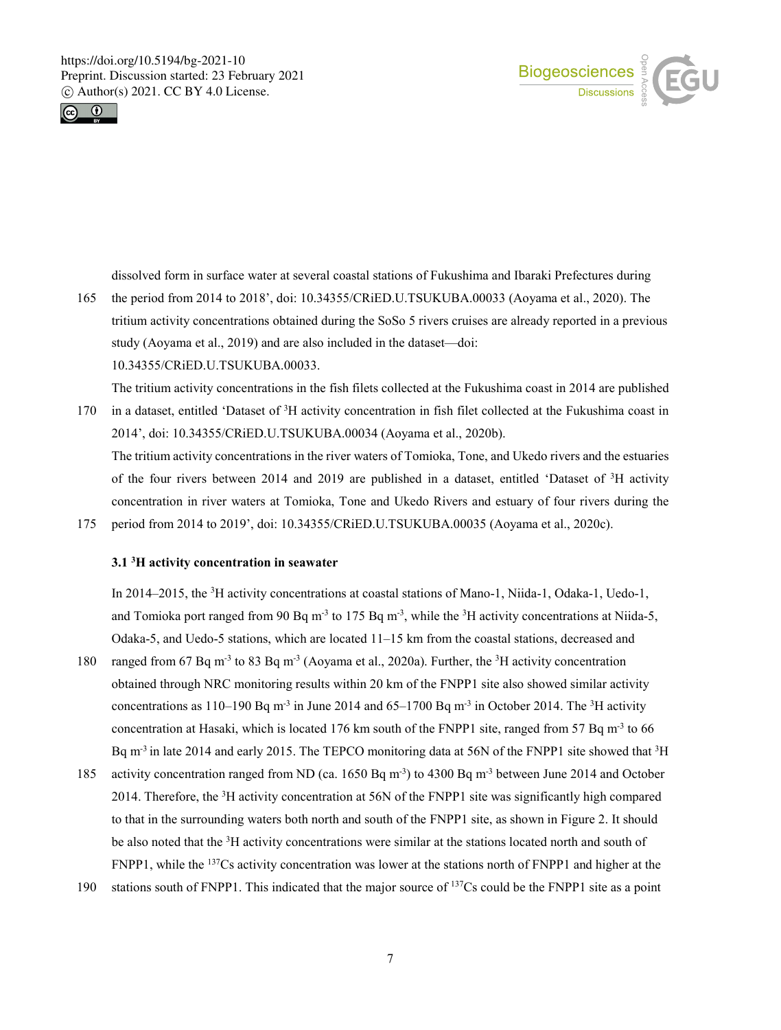dissolved form in surface water at several coastal stations of Fukushima and Ibaraki Prefectures during the period from 2014 to 2018', doi: 10.34355/CRiED.U.TSUKUBA.00033 (Aoyama et al., 2020). The tritium activity concentrations obtained during the SoSo 5 rivers cruises are already reported in a previous study (Aoyama et al., 2019) and are also included in the dataset—doi: 10.34355/CRiED.U.TSUKUBA.00033.

The tritium activity concentrations in the fish filets collected at the Fukushima coast in 2014 are published in a dataset, entitled 'Dataset of $^3$H activity concentration in fish filet collected at the Fukushima coast in 2014', doi: 10.34355/CRiED.U.TSUKUBA.00034 (Aoyama et al., 2020b).

The tritium activity concentrations in the river waters of Tomioka, Tone, and Ukedo rivers and the estuaries of the four rivers between 2014 and 2019 are published in a dataset, entitled 'Dataset of $^3$H activity concentration in river waters at Tomioka, Tone and Ukedo Rivers and estuary of four rivers during the period from 2014 to 2019', doi: 10.34355/CRiED.U.TSUKUBA.00035 (Aoyama et al., 2020c).

### 3.1 $^3$H activity concentration in seawater

In 2014–2015, the $^3$H activity concentrations at coastal stations of Mano-1, Niida-1, Odaka-1, Uedo-1, and Tomioka port ranged from 90 Bq m$^{-3}$ to 175 Bq m$^{-3}$, while the $^3$H activity concentrations at Niida-5, Odaka-5, and Uedo-5 stations, which are located 11–15 km from the coastal stations, decreased and ranged from 67 Bq m$^{-3}$ to 83 Bq m$^{-3}$ (Aoyama et al., 2020a). Further, the $^3$H activity concentration obtained through NRC monitoring results within 20 km of the FNPP1 site also showed similar activity concentrations as 110–190 Bq m$^{-3}$ in June 2014 and 65–1700 Bq m$^{-3}$ in October 2014. The $^3$H activity concentration at Hasaki, which is located 176 km south of the FNPP1 site, ranged from 57 Bq m$^{-3}$ to 66 Bq m$^{-3}$ in late 2014 and early 2015. The TEPCO monitoring data at 56N of the FNPP1 site showed that $^3$H activity concentration ranged from ND (ca. 1650 Bq m$^{-3}$) to 4300 Bq m$^{-3}$ between June 2014 and October 2014. Therefore, the $^3$H activity concentration at 56N of the FNPP1 site was significantly high compared to that in the surrounding waters both north and south of the FNPP1 site, as shown in Figure 2. It should be also noted that the $^3$H activity concentrations were similar at the stations located north and south of FNPP1, while the $^{137}$Cs activity concentration was lower at the stations north of FNPP1 and higher at the stations south of FNPP1. This indicated that the major source of $^{137}$Cs could be the FNPP1 site as a point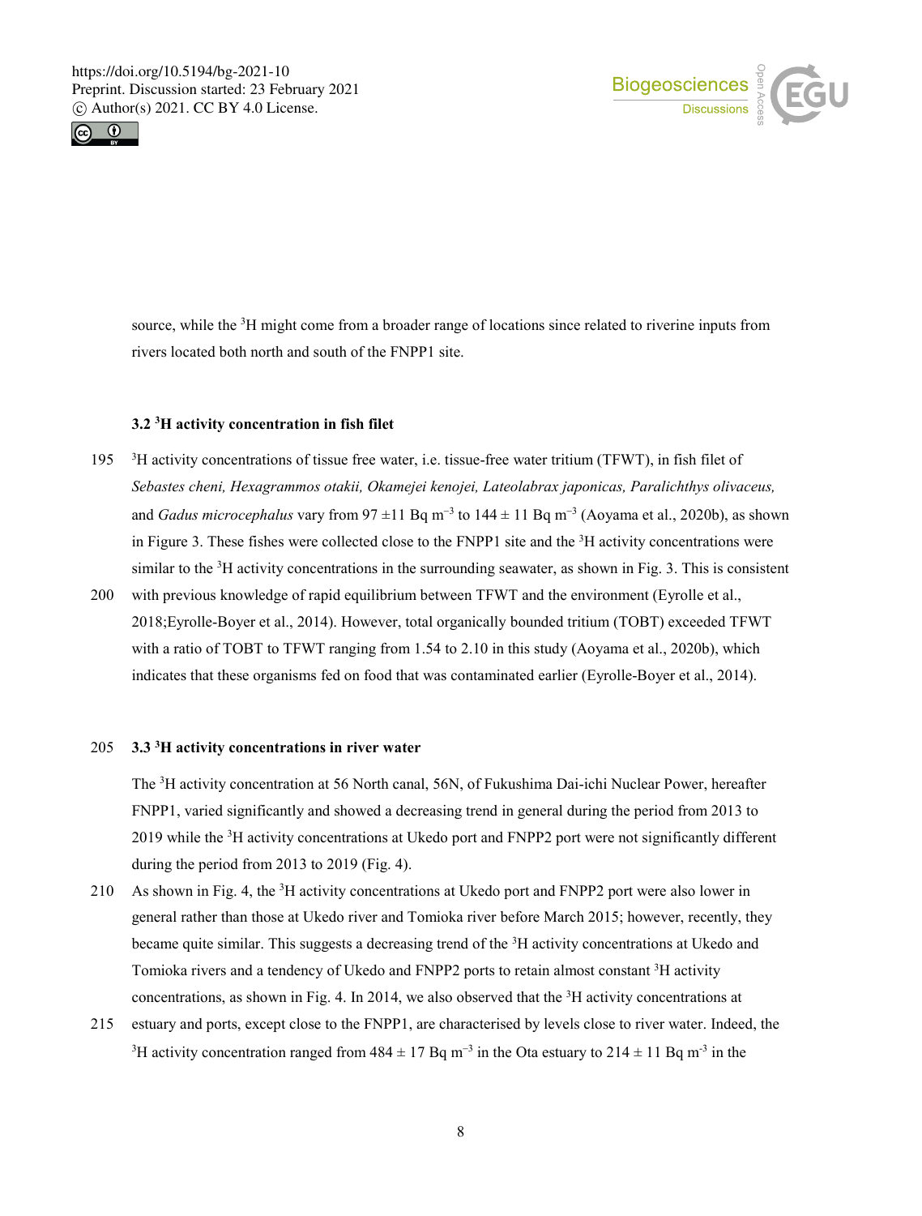source, while the $^{3}H$ might come from a broader range of locations since related to riverine inputs from rivers located both north and south of the FNPP1 site.

### 3.2 $^{3}H$ activity concentration in fish filet

$^{3}H$ activity concentrations of tissue free water, i.e. tissue-free water tritium (TFWT), in fish filet of *Sebastes cheni, Hexagrammos otakii, Okamejei kenojei, Lateolabrax japonicas, Paralichthys olivaceus,* and *Gadus microcephalus* vary from 97 ±11 Bq $m^{-3}$ to 144 ± 11 Bq $m^{-3}$ (Aoyama et al., 2020b), as shown in Figure 3. These fishes were collected close to the FNPP1 site and the $^{3}H$ activity concentrations were similar to the $^{3}H$ activity concentrations in the surrounding seawater, as shown in Fig. 3. This is consistent with previous knowledge of rapid equilibrium between TFWT and the environment (Eyrolle et al., 2018;Eyrolle-Boyer et al., 2014). However, total organically bounded tritium (TOBT) exceeded TFWT with a ratio of TOBT to TFWT ranging from 1.54 to 2.10 in this study (Aoyama et al., 2020b), which indicates that these organisms fed on food that was contaminated earlier (Eyrolle-Boyer et al., 2014).

### 3.3 $^{3}H$ activity concentrations in river water

The $^{3}H$ activity concentration at 56 North canal, 56N, of Fukushima Dai-ichi Nuclear Power, hereafter FNPP1, varied significantly and showed a decreasing trend in general during the period from 2013 to 2019 while the $^{3}H$ activity concentrations at Ukedo port and FNPP2 port were not significantly different during the period from 2013 to 2019 (Fig. 4).

As shown in Fig. 4, the $^{3}H$ activity concentrations at Ukedo port and FNPP2 port were also lower in general rather than those at Ukedo river and Tomioka river before March 2015; however, recently, they became quite similar. This suggests a decreasing trend of the $^{3}H$ activity concentrations at Ukedo and Tomioka rivers and a tendency of Ukedo and FNPP2 ports to retain almost constant $^{3}H$ activity concentrations, as shown in Fig. 4. In 2014, we also observed that the $^{3}H$ activity concentrations at estuary and ports, except close to the FNPP1, are characterised by levels close to river water. Indeed, the $^{3}H$ activity concentration ranged from 484 ± 17 Bq $m^{-3}$ in the Ota estuary to 214 ± 11 Bq $m^{-3}$ in the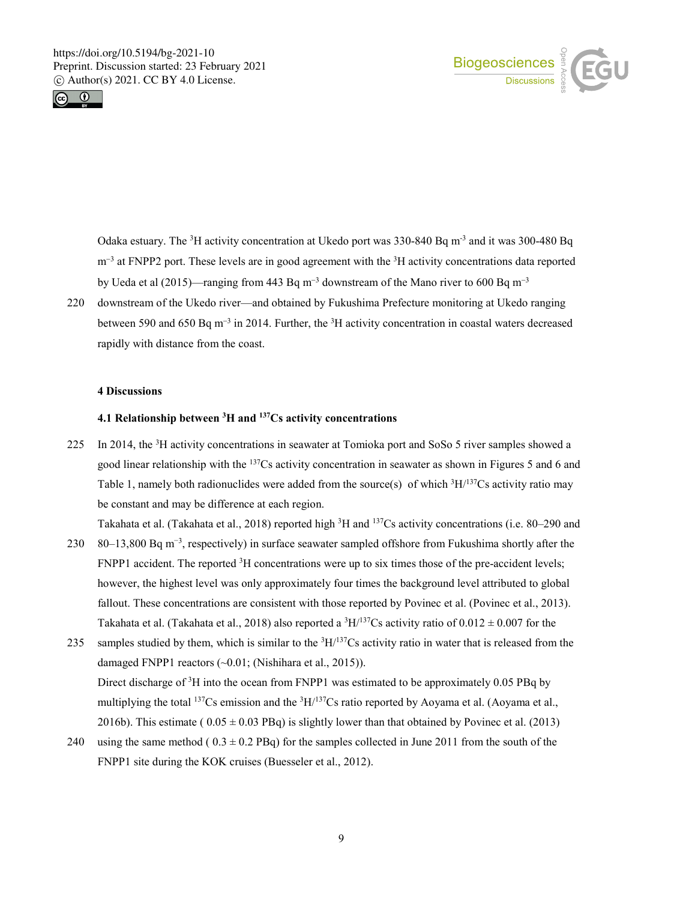Odaka estuary. The $^{3}H$ activity concentration at Ukedo port was 330-840 Bq $m^{-3}$ and it was 300-480 Bq $m^{-3}$ at FNPP2 port. These levels are in good agreement with the $^{3}H$ activity concentrations data reported by Ueda et al (2015)—ranging from 443 Bq $m^{-3}$ downstream of the Mano river to 600 Bq $m^{-3}$ downstream of the Ukedo river—and obtained by Fukushima Prefecture monitoring at Ukedo ranging between 590 and 650 Bq $m^{-3}$ in 2014. Further, the $^{3}H$ activity concentration in coastal waters decreased rapidly with distance from the coast.

## 4 Discussions

### 4.1 Relationship between $^{3}H$ and $^{137}Cs$ activity concentrations

In 2014, the $^{3}H$ activity concentrations in seawater at Tomioka port and SoSo 5 river samples showed a good linear relationship with the $^{137}Cs$ activity concentration in seawater as shown in Figures 5 and 6 and Table 1, namely both radionuclides were added from the source(s) of which $^{3}H/^{137}Cs$ activity ratio may be constant and may be difference at each region.

Takahata et al. (Takahata et al., 2018) reported high $^{3}H$ and $^{137}Cs$ activity concentrations (i.e. 80–290 and 80–13,800 Bq $m^{-3}$, respectively) in surface seawater sampled offshore from Fukushima shortly after the FNPP1 accident. The reported $^{3}H$ concentrations were up to six times those of the pre-accident levels; however, the highest level was only approximately four times the background level attributed to global fallout. These concentrations are consistent with those reported by Povinec et al. (Povinec et al., 2013). Takahata et al. (Takahata et al., 2018) also reported a $^{3}H/^{137}Cs$ activity ratio of $0.012 \pm 0.007$ for the samples studied by them, which is similar to the $^{3}H/^{137}Cs$ activity ratio in water that is released from the damaged FNPP1 reactors (~0.01; (Nishihara et al., 2015)).

Direct discharge of $^{3}H$ into the ocean from FNPP1 was estimated to be approximately 0.05 PBq by multiplying the total $^{137}Cs$ emission and the $^{3}H/^{137}Cs$ ratio reported by Aoyama et al. (Aoyama et al., 2016b). This estimate ( $0.05 \pm 0.03$ PBq) is slightly lower than that obtained by Povinec et al. (2013) using the same method ( $0.3 \pm 0.2$ PBq) for the samples collected in June 2011 from the south of the FNPP1 site during the KOK cruises (Buesseler et al., 2012).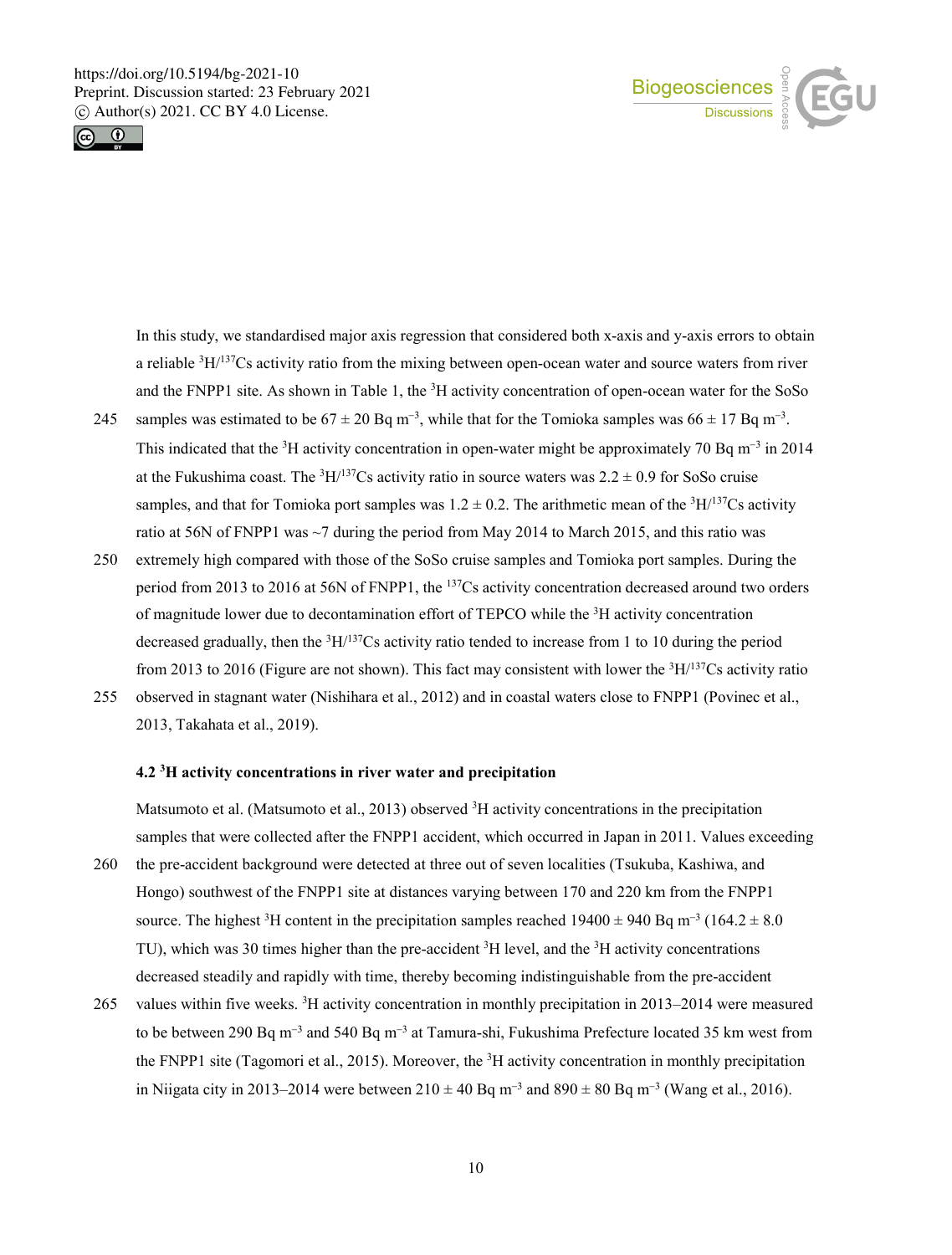In this study, we standardised major axis regression that considered both x-axis and y-axis errors to obtain a reliable $^{3}H/^{137}Cs$ activity ratio from the mixing between open-ocean water and source waters from river and the FNPP1 site. As shown in Table 1, the $^{3}H$ activity concentration of open-ocean water for the SoSo samples was estimated to be $67 \pm 20$ Bq m$^{-3}$, while that for the Tomioka samples was $66 \pm 17$ Bq m$^{-3}$. This indicated that the $^{3}H$ activity concentration in open-water might be approximately 70 Bq m$^{-3}$ in 2014 at the Fukushima coast. The $^{3}H/^{137}Cs$ activity ratio in source waters was $2.2 \pm 0.9$ for SoSo cruise samples, and that for Tomioka port samples was $1.2 \pm 0.2$. The arithmetic mean of the $^{3}H/^{137}Cs$ activity ratio at 56N of FNPP1 was ~7 during the period from May 2014 to March 2015, and this ratio was extremely high compared with those of the SoSo cruise samples and Tomioka port samples. During the period from 2013 to 2016 at 56N of FNPP1, the $^{137}Cs$ activity concentration decreased around two orders of magnitude lower due to decontamination effort of TEPCO while the $^{3}H$ activity concentration decreased gradually, then the $^{3}H/^{137}Cs$ activity ratio tended to increase from 1 to 10 during the period from 2013 to 2016 (Figure are not shown). This fact may consistent with lower the $^{3}H/^{137}Cs$ activity ratio observed in stagnant water (Nishihara et al., 2012) and in coastal waters close to FNPP1 (Povinec et al., 2013, Takahata et al., 2019).

### 4.2 $^{3}H$ activity concentrations in river water and precipitation

Matsumoto et al. (Matsumoto et al., 2013) observed $^{3}H$ activity concentrations in the precipitation samples that were collected after the FNPP1 accident, which occurred in Japan in 2011. Values exceeding the pre-accident background were detected at three out of seven localities (Tsukuba, Kashiwa, and Hongo) southwest of the FNPP1 site at distances varying between 170 and 220 km from the FNPP1 source. The highest $^{3}H$ content in the precipitation samples reached $19400 \pm 940$ Bq m$^{-3}$ ($164.2 \pm 8.0$ TU), which was 30 times higher than the pre-accident $^{3}H$ level, and the $^{3}H$ activity concentrations decreased steadily and rapidly with time, thereby becoming indistinguishable from the pre-accident values within five weeks. $^{3}H$ activity concentration in monthly precipitation in 2013–2014 were measured to be between 290 Bq m$^{-3}$ and 540 Bq m$^{-3}$ at Tamura-shi, Fukushima Prefecture located 35 km west from the FNPP1 site (Tagomori et al., 2015). Moreover, the $^{3}H$ activity concentration in monthly precipitation in Niigata city in 2013–2014 were between $210 \pm 40$ Bq m$^{-3}$ and $890 \pm 80$ Bq m$^{-3}$ (Wang et al., 2016).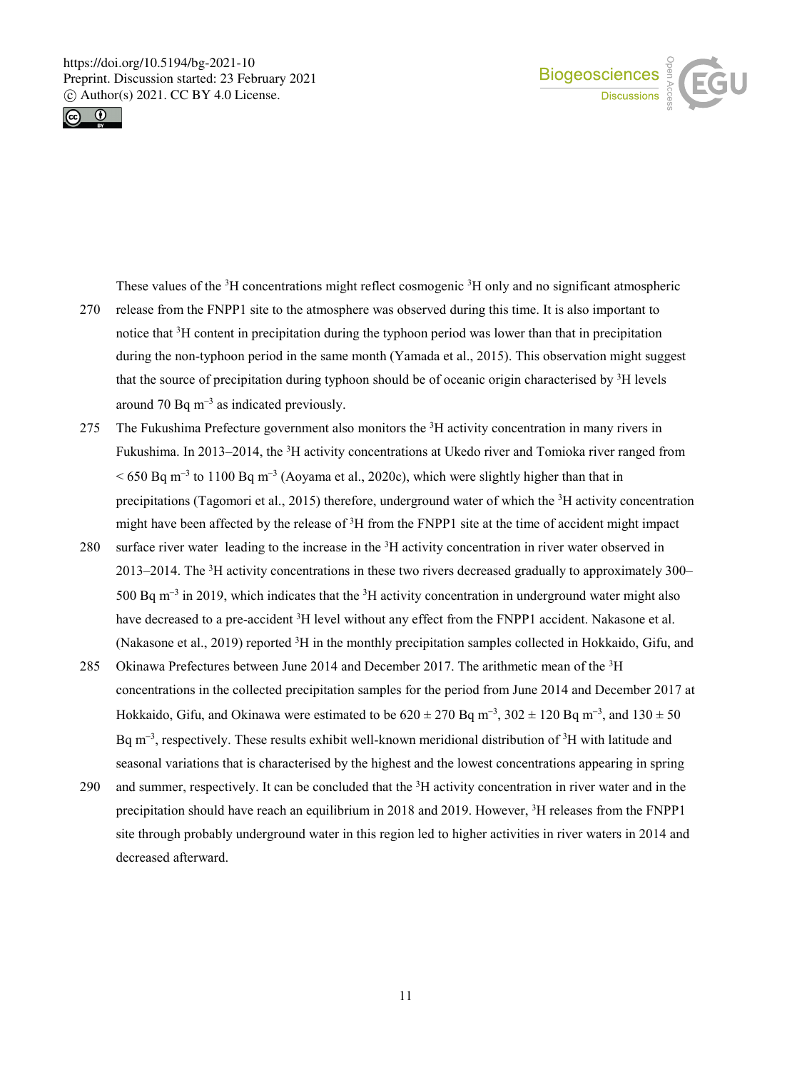These values of the $^{3}$H concentrations might reflect cosmogenic $^{3}$H only and no significant atmospheric release from the FNPP1 site to the atmosphere was observed during this time. It is also important to notice that $^{3}$H content in precipitation during the typhoon period was lower than that in precipitation during the non-typhoon period in the same month (Yamada et al., 2015). This observation might suggest that the source of precipitation during typhoon should be of oceanic origin characterised by $^{3}$H levels around 70 Bq m$^{-3}$ as indicated previously.

The Fukushima Prefecture government also monitors the $^{3}$H activity concentration in many rivers in Fukushima. In 2013–2014, the $^{3}$H activity concentrations at Ukedo river and Tomioka river ranged from $<$ 650 Bq m$^{-3}$ to 1100 Bq m$^{-3}$ (Aoyama et al., 2020c), which were slightly higher than that in precipitations (Tagomori et al., 2015) therefore, underground water of which the $^{3}$H activity concentration might have been affected by the release of $^{3}$H from the FNPP1 site at the time of accident might impact surface river water leading to the increase in the $^{3}$H activity concentration in river water observed in 2013–2014. The $^{3}$H activity concentrations in these two rivers decreased gradually to approximately 300–500 Bq m$^{-3}$ in 2019, which indicates that the $^{3}$H activity concentration in underground water might also have decreased to a pre-accident $^{3}$H level without any effect from the FNPP1 accident. Nakasone et al. (Nakasone et al., 2019) reported $^{3}$H in the monthly precipitation samples collected in Hokkaido, Gifu, and Okinawa Prefectures between June 2014 and December 2017. The arithmetic mean of the $^{3}$H concentrations in the collected precipitation samples for the period from June 2014 and December 2017 at Hokkaido, Gifu, and Okinawa were estimated to be 620 ± 270 Bq m$^{-3}$, 302 ± 120 Bq m$^{-3}$, and 130 ± 50 Bq m$^{-3}$, respectively. These results exhibit well-known meridional distribution of $^{3}$H with latitude and seasonal variations that is characterised by the highest and the lowest concentrations appearing in spring and summer, respectively. It can be concluded that the $^{3}$H activity concentration in river water and in the precipitation should have reach an equilibrium in 2018 and 2019. However, $^{3}$H releases from the FNPP1 site through probably underground water in this region led to higher activities in river waters in 2014 and decreased afterward.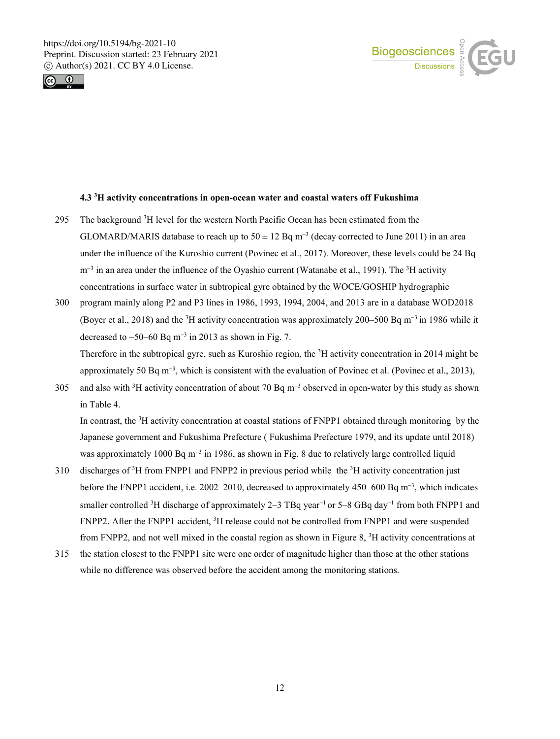### 4.3 $^{3}$H activity concentrations in open-ocean water and coastal waters off Fukushima

The background $^{3}$H level for the western North Pacific Ocean has been estimated from the GLOMARD/MARIS database to reach up to $50 \pm 12$ Bq m$^{-3}$ (decay corrected to June 2011) in an area under the influence of the Kuroshio current (Povinec et al., 2017). Moreover, these levels could be 24 Bq m$^{-3}$ in an area under the influence of the Oyashio current (Watanabe et al., 1991). The $^{3}$H activity concentrations in surface water in subtropical gyre obtained by the WOCE/GOSHIP hydrographic program mainly along P2 and P3 lines in 1986, 1993, 1994, 2004, and 2013 are in a database WOD2018 (Boyer et al., 2018) and the $^{3}$H activity concentration was approximately 200–500 Bq m$^{-3}$ in 1986 while it decreased to ~50–60 Bq m$^{-3}$ in 2013 as shown in Fig. 7.

Therefore in the subtropical gyre, such as Kuroshio region, the $^{3}$H activity concentration in 2014 might be approximately 50 Bq m$^{-3}$, which is consistent with the evaluation of Povinec et al. (Povinec et al., 2013), and also with $^{3}$H activity concentration of about 70 Bq m$^{-3}$ observed in open-water by this study as shown in Table 4.

In contrast, the $^{3}$H activity concentration at coastal stations of FNPP1 obtained through monitoring by the Japanese government and Fukushima Prefecture ( Fukushima Prefecture 1979, and its update until 2018) was approximately 1000 Bq m$^{-3}$ in 1986, as shown in Fig. 8 due to relatively large controlled liquid discharges of $^{3}$H from FNPP1 and FNPP2 in previous period while the $^{3}$H activity concentration just before the FNPP1 accident, i.e. 2002–2010, decreased to approximately 450–600 Bq m$^{-3}$, which indicates smaller controlled $^{3}$H discharge of approximately 2–3 TBq year$^{-1}$ or 5–8 GBq day$^{-1}$ from both FNPP1 and FNPP2. After the FNPP1 accident, $^{3}$H release could not be controlled from FNPP1 and were suspended from FNPP2, and not well mixed in the coastal region as shown in Figure 8, $^{3}$H activity concentrations at the station closest to the FNPP1 site were one order of magnitude higher than those at the other stations while no difference was observed before the accident among the monitoring stations.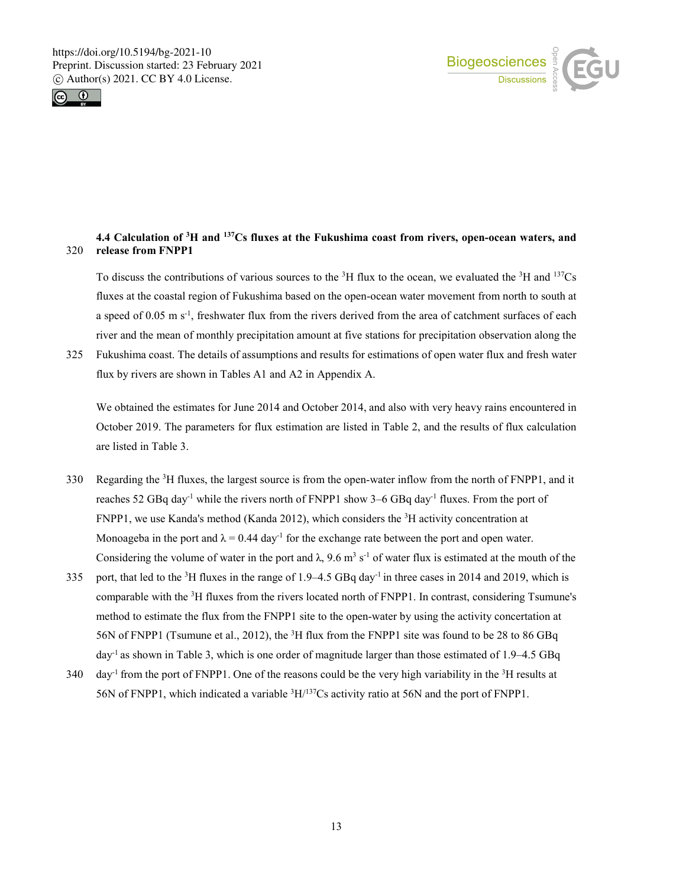### 4.4 Calculation of $^{3}H$ and $^{137}Cs$ fluxes at the Fukushima coast from rivers, open-ocean waters, and release from FNPP1

To discuss the contributions of various sources to the $^{3}H$ flux to the ocean, we evaluated the $^{3}H$ and $^{137}Cs$ fluxes at the coastal region of Fukushima based on the open-ocean water movement from north to south at a speed of 0.05 m $s^{-1}$, freshwater flux from the rivers derived from the area of catchment surfaces of each river and the mean of monthly precipitation amount at five stations for precipitation observation along the Fukushima coast. The details of assumptions and results for estimations of open water flux and fresh water flux by rivers are shown in Tables A1 and A2 in Appendix A.

We obtained the estimates for June 2014 and October 2014, and also with very heavy rains encountered in October 2019. The parameters for flux estimation are listed in Table 2, and the results of flux calculation are listed in Table 3.

Regarding the $^{3}H$ fluxes, the largest source is from the open-water inflow from the north of FNPP1, and it reaches 52 GBq $day^{-1}$ while the rivers north of FNPP1 show 3–6 GBq $day^{-1}$ fluxes. From the port of FNPP1, we use Kanda's method (Kanda 2012), which considers the $^{3}H$ activity concentration at Monoageba in the port and $\lambda = 0.44$ $day^{-1}$ for the exchange rate between the port and open water. Considering the volume of water in the port and $\lambda$, 9.6 $m^{3}$ $s^{-1}$ of water flux is estimated at the mouth of the port, that led to the $^{3}H$ fluxes in the range of 1.9–4.5 GBq $day^{-1}$ in three cases in 2014 and 2019, which is comparable with the $^{3}H$ fluxes from the rivers located north of FNPP1. In contrast, considering Tsumune's method to estimate the flux from the FNPP1 site to the open-water by using the activity concertation at 56N of FNPP1 (Tsumune et al., 2012), the $^{3}H$ flux from the FNPP1 site was found to be 28 to 86 GBq $day^{-1}$ as shown in Table 3, which is one order of magnitude larger than those estimated of 1.9–4.5 GBq $day^{-1}$ from the port of FNPP1. One of the reasons could be the very high variability in the $^{3}H$ results at 56N of FNPP1, which indicated a variable $^{3}H/^{137}Cs$ activity ratio at 56N and the port of FNPP1.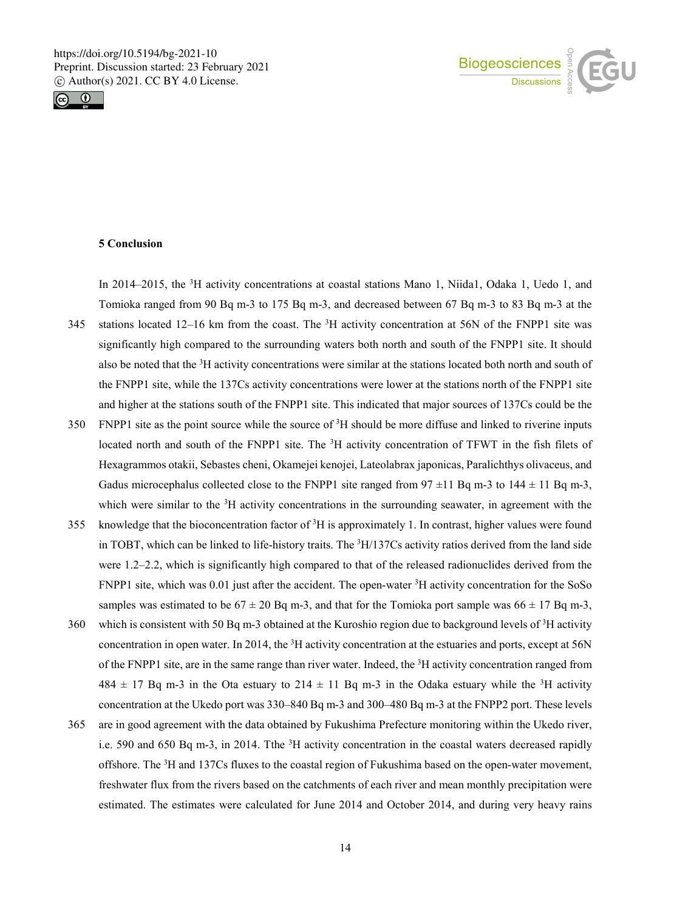## 5 Conclusion

In 2014–2015, the $^{3}$H activity concentrations at coastal stations Mano 1, Niida1, Odaka 1, Uedo 1, and Tomioka ranged from 90 Bq m-3 to 175 Bq m-3, and decreased between 67 Bq m-3 to 83 Bq m-3 at the stations located 12–16 km from the coast. The $^{3}$H activity concentration at 56N of the FNPP1 site was significantly high compared to the surrounding waters both north and south of the FNPP1 site. It should also be noted that the $^{3}$H activity concentrations were similar at the stations located both north and south of the FNPP1 site, while the 137Cs activity concentrations were lower at the stations north of the FNPP1 site and higher at the stations south of the FNPP1 site. This indicated that major sources of 137Cs could be the FNPP1 site as the point source while the source of $^{3}$H should be more diffuse and linked to riverine inputs located north and south of the FNPP1 site. The $^{3}$H activity concentration of TFWT in the fish filets of Hexagrammos otakii, Sebastes cheni, Okamejei kenojei, Lateolabrax japonicas, Paralichthys olivaceus, and Gadus microcephalus collected close to the FNPP1 site ranged from 97 ±11 Bq m-3 to 144 ± 11 Bq m-3, which were similar to the $^{3}$H activity concentrations in the surrounding seawater, in agreement with the knowledge that the bioconcentration factor of $^{3}$H is approximately 1. In contrast, higher values were found in TOBT, which can be linked to life-history traits. The $^{3}$H/137Cs activity ratios derived from the land side were 1.2–2.2, which is significantly high compared to that of the released radionuclides derived from the FNPP1 site, which was 0.01 just after the accident. The open-water $^{3}$H activity concentration for the SoSo samples was estimated to be 67 ± 20 Bq m-3, and that for the Tomioka port sample was 66 ± 17 Bq m-3, which is consistent with 50 Bq m-3 obtained at the Kuroshio region due to background levels of $^{3}$H activity concentration in open water. In 2014, the $^{3}$H activity concentration at the estuaries and ports, except at 56N of the FNPP1 site, are in the same range than river water. Indeed, the $^{3}$H activity concentration ranged from 484 ± 17 Bq m-3 in the Ota estuary to 214 ± 11 Bq m-3 in the Odaka estuary while the $^{3}$H activity concentration at the Ukedo port was 330–840 Bq m-3 and 300–480 Bq m-3 at the FNPP2 port. These levels are in good agreement with the data obtained by Fukushima Prefecture monitoring within the Ukedo river, i.e. 590 and 650 Bq m-3, in 2014. Tthe $^{3}$H activity concentration in the coastal waters decreased rapidly offshore. The $^{3}$H and 137Cs fluxes to the coastal region of Fukushima based on the open-water movement, freshwater flux from the rivers based on the catchments of each river and mean monthly precipitation were estimated. The estimates were calculated for June 2014 and October 2014, and during very heavy rains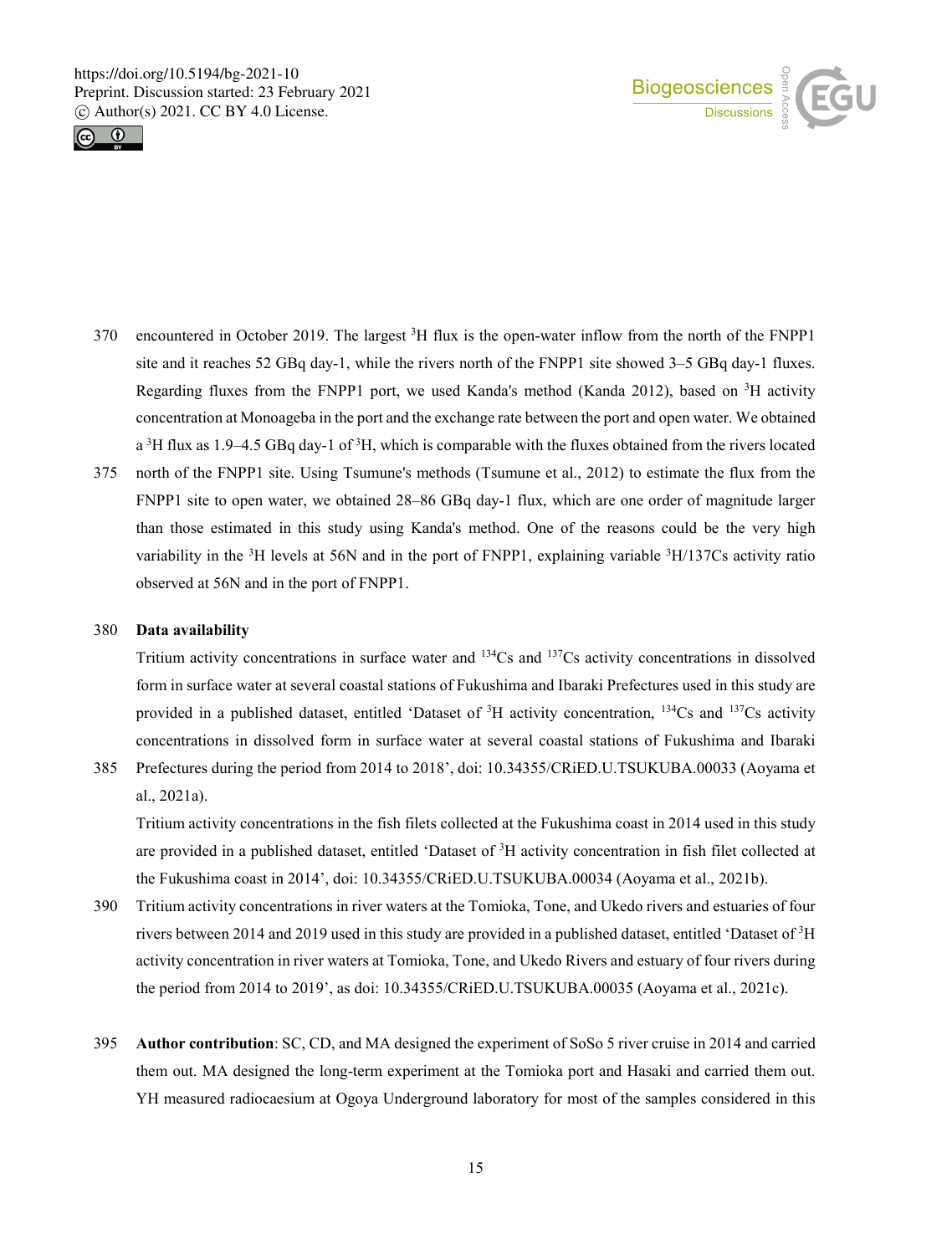encountered in October 2019. The largest $^{3}H$ flux is the open-water inflow from the north of the FNPP1 site and it reaches 52 GBq day-1, while the rivers north of the FNPP1 site showed 3–5 GBq day-1 fluxes. Regarding fluxes from the FNPP1 port, we used Kanda's method (Kanda 2012), based on $^{3}H$ activity concentration at Monoageba in the port and the exchange rate between the port and open water. We obtained a $^{3}H$ flux as 1.9–4.5 GBq day-1 of $^{3}H$, which is comparable with the fluxes obtained from the rivers located north of the FNPP1 site. Using Tsumune's methods (Tsumune et al., 2012) to estimate the flux from the FNPP1 site to open water, we obtained 28–86 GBq day-1 flux, which are one order of magnitude larger than those estimated in this study using Kanda's method. One of the reasons could be the very high variability in the $^{3}H$ levels at 56N and in the port of FNPP1, explaining variable $^{3}H$/137Cs activity ratio observed at 56N and in the port of FNPP1.

**Data availability**

Tritium activity concentrations in surface water and $^{134}Cs$ and $^{137}Cs$ activity concentrations in dissolved form in surface water at several coastal stations of Fukushima and Ibaraki Prefectures used in this study are provided in a published dataset, entitled 'Dataset of $^{3}H$ activity concentration, $^{134}Cs$ and $^{137}Cs$ activity concentrations in dissolved form in surface water at several coastal stations of Fukushima and Ibaraki Prefectures during the period from 2014 to 2018', doi: 10.34355/CRiED.U.TSUKUBA.00033 (Aoyama et al., 2021a).

Tritium activity concentrations in the fish filets collected at the Fukushima coast in 2014 used in this study are provided in a published dataset, entitled 'Dataset of $^{3}H$ activity concentration in fish filet collected at the Fukushima coast in 2014', doi: 10.34355/CRiED.U.TSUKUBA.00034 (Aoyama et al., 2021b).

Tritium activity concentrations in river waters at the Tomioka, Tone, and Ukedo rivers and estuaries of four rivers between 2014 and 2019 used in this study are provided in a published dataset, entitled 'Dataset of $^{3}H$ activity concentration in river waters at Tomioka, Tone, and Ukedo Rivers and estuary of four rivers during the period from 2014 to 2019', as doi: 10.34355/CRiED.U.TSUKUBA.00035 (Aoyama et al., 2021c).

**Author contribution**: SC, CD, and MA designed the experiment of SoSo 5 river cruise in 2014 and carried them out. MA designed the long-term experiment at the Tomioka port and Hasaki and carried them out. YH measured radiocaesium at Ogoya Underground laboratory for most of the samples considered in this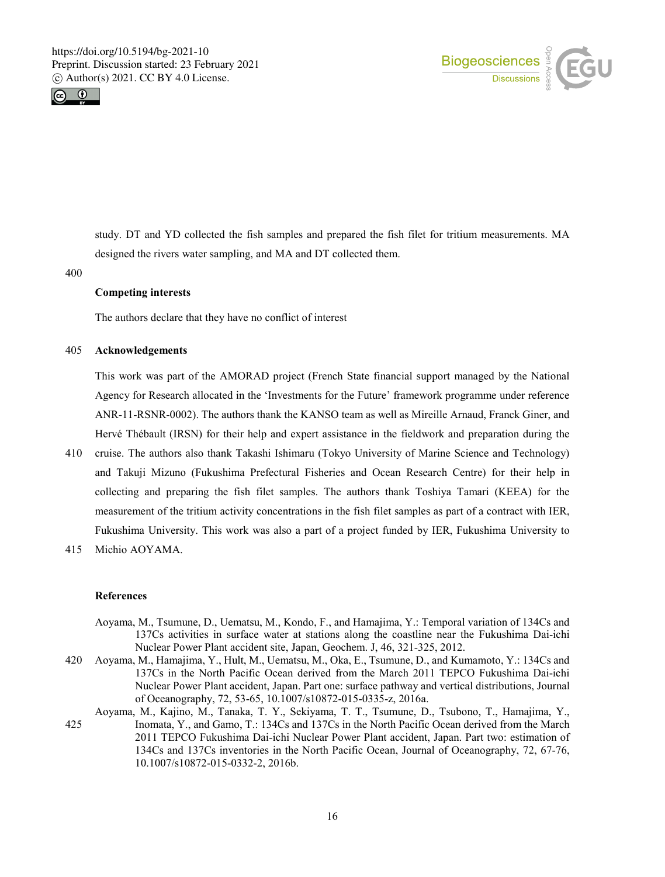study. DT and YD collected the fish samples and prepared the fish filet for tritium measurements. MA designed the rivers water sampling, and MA and DT collected them.

## Competing interests

The authors declare that they have no conflict of interest

## Acknowledgements

This work was part of the AMORAD project (French State financial support managed by the National Agency for Research allocated in the 'Investments for the Future' framework programme under reference ANR-11-RSNR-0002). The authors thank the KANSO team as well as Mireille Arnaud, Franck Giner, and Hervé Thébault (IRSN) for their help and expert assistance in the fieldwork and preparation during the cruise. The authors also thank Takashi Ishimaru (Tokyo University of Marine Science and Technology) and Takuji Mizuno (Fukushima Prefectural Fisheries and Ocean Research Centre) for their help in collecting and preparing the fish filet samples. The authors thank Toshiya Tamari (KEEA) for the measurement of the tritium activity concentrations in the fish filet samples as part of a contract with IER, Fukushima University. This work was also a part of a project funded by IER, Fukushima University to Michio AOYAMA.

## References

Aoyama, M., Tsumune, D., Uematsu, M., Kondo, F., and Hamajima, Y.: Temporal variation of 134Cs and 137Cs activities in surface water at stations along the coastline near the Fukushima Dai-ichi Nuclear Power Plant accident site, Japan, Geochem. J, 46, 321-325, 2012.

Aoyama, M., Hamajima, Y., Hult, M., Uematsu, M., Oka, E., Tsumune, D., and Kumamoto, Y.: 134Cs and 137Cs in the North Pacific Ocean derived from the March 2011 TEPCO Fukushima Dai-ichi Nuclear Power Plant accident, Japan. Part one: surface pathway and vertical distributions, Journal of Oceanography, 72, 53-65, 10.1007/s10872-015-0335-z, 2016a.

Aoyama, M., Kajino, M., Tanaka, T. Y., Sekiyama, T. T., Tsumune, D., Tsubono, T., Hamajima, Y., Inomata, Y., and Gamo, T.: 134Cs and 137Cs in the North Pacific Ocean derived from the March 2011 TEPCO Fukushima Dai-ichi Nuclear Power Plant accident, Japan. Part two: estimation of 134Cs and 137Cs inventories in the North Pacific Ocean, Journal of Oceanography, 72, 67-76, 10.1007/s10872-015-0332-2, 2016b.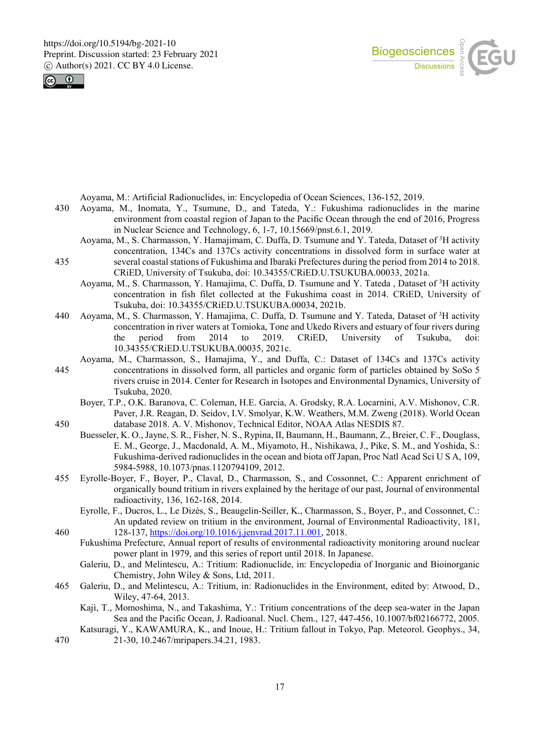Aoyama, M.: Artificial Radionuclides, in: Encyclopedia of Ocean Sciences, 136-152, 2019.

Aoyama, M., Inomata, Y., Tsumune, D., and Tateda, Y.: Fukushima radionuclides in the marine environment from coastal region of Japan to the Pacific Ocean through the end of 2016, Progress in Nuclear Science and Technology, 6, 1-7, 10.15669/pnst.6.1, 2019.

Aoyama, M., S. Charmasson, Y. Hamajimam, C. Duffa, D. Tsumune and Y. Tateda, Dataset of $^{3}$H activity concentration, 134Cs and 137Cs activity concentrations in dissolved form in surface water at several coastal stations of Fukushima and Ibaraki Prefectures during the period from 2014 to 2018. CRiED, University of Tsukuba, doi: 10.34355/CRiED.U.TSUKUBA.00033, 2021a.

Aoyama, M., S. Charmasson, Y. Hamajima, C. Duffa, D. Tsumune and Y. Tateda , Dataset of $^{3}$H activity concentration in fish filet collected at the Fukushima coast in 2014. CRiED, University of Tsukuba, doi: 10.34355/CRiED.U.TSUKUBA.00034, 2021b.

Aoyama, M., S. Charmasson, Y. Hamajima, C. Duffa, D. Tsumune and Y. Tateda, Dataset of $^{3}$H activity concentration in river waters at Tomioka, Tone and Ukedo Rivers and estuary of four rivers during the period from 2014 to 2019. CRiED, University of Tsukuba, doi: 10.34355/CRiED.U.TSUKUBA.00035, 2021c.

Aoyama, M., Charmasson, S., Hamajima, Y., and Duffa, C.: Dataset of 134Cs and 137Cs activity concentrations in dissolved form, all particles and organic form of particles obtained by SoSo 5 rivers cruise in 2014. Center for Research in Isotopes and Environmental Dynamics, University of Tsukuba, 2020.

Boyer, T.P., O.K. Baranova, C. Coleman, H.E. Garcia, A. Grodsky, R.A. Locarnini, A.V. Mishonov, C.R. Paver, J.R. Reagan, D. Seidov, I.V. Smolyar, K.W. Weathers, M.M. Zweng (2018). World Ocean database 2018. A. V. Mishonov, Technical Editor, NOAA Atlas NESDIS 87.

Buesseler, K. O., Jayne, S. R., Fisher, N. S., Rypina, II, Baumann, H., Baumann, Z., Breier, C. F., Douglass, E. M., George, J., Macdonald, A. M., Miyamoto, H., Nishikawa, J., Pike, S. M., and Yoshida, S.: Fukushima-derived radionuclides in the ocean and biota off Japan, Proc Natl Acad Sci U S A, 109, 5984-5988, 10.1073/pnas.1120794109, 2012.

Eyrolle-Boyer, F., Boyer, P., Claval, D., Charmasson, S., and Cossonnet, C.: Apparent enrichment of organically bound tritium in rivers explained by the heritage of our past, Journal of environmental radioactivity, 136, 162-168, 2014.

Eyrolle, F., Ducros, L., Le Dizès, S., Beaugelin-Seiller, K., Charmasson, S., Boyer, P., and Cossonnet, C.: An updated review on tritium in the environment, Journal of Environmental Radioactivity, 181, 128-137, https://doi.org/10.1016/j.jenvrad.2017.11.001, 2018.

Fukushima Prefecture, Annual report of results of environmental radioactivity monitoring around nuclear power plant in 1979, and this series of report until 2018. In Japanese.

Galeriu, D., and Melintescu, A.: Tritium: Radionuclide, in: Encyclopedia of Inorganic and Bioinorganic Chemistry, John Wiley & Sons, Ltd, 2011.

Galeriu, D., and Melintescu, A.: Tritium, in: Radionuclides in the Environment, edited by: Atwood, D., Wiley, 47-64, 2013.

Kajì, T., Momoshima, N., and Takashima, Y.: Tritium concentrations of the deep sea-water in the Japan Sea and the Pacific Ocean, J. Radioanal. Nucl. Chem., 127, 447-456, 10.1007/bf02166772, 2005.

Katsuragi, Y., KAWAMURA, K., and Inoue, H.: Tritium fallout in Tokyo, Pap. Meteorol. Geophys., 34, 21-30, 10.2467/mripapers.34.21, 1983.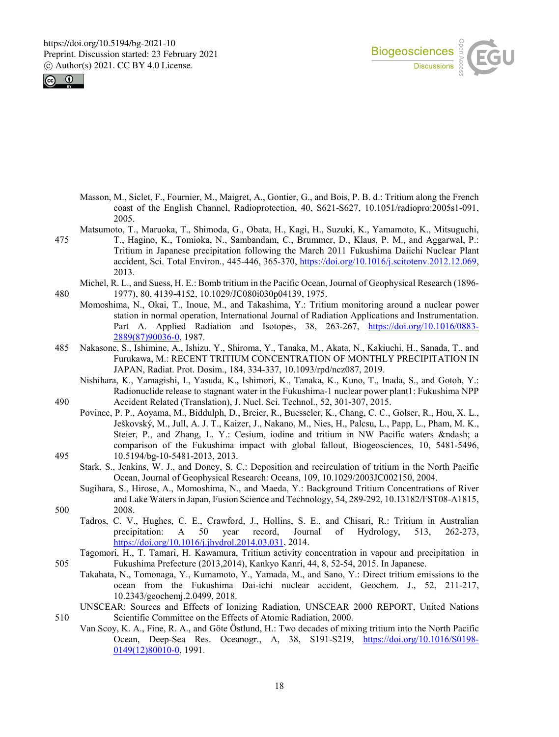Masson, M., Siclet, F., Fournier, M., Maigret, A., Gontier, G., and Bois, P. B. d.: Tritium along the French coast of the English Channel, Radioprotection, 40, S621-S627, 10.1051/radiopro:2005s1-091, 2005.

Matsumoto, T., Maruoka, T., Shimoda, G., Obata, H., Kagi, H., Suzuki, K., Yamamoto, K., Mitsuguchi, T., Hagino, K., Tomioka, N., Sambandam, C., Brummer, D., Klaus, P. M., and Aggarwal, P.: Tritium in Japanese precipitation following the March 2011 Fukushima Daiichi Nuclear Plant accident, Sci. Total Environ., 445-446, 365-370, https://doi.org/10.1016/j.scitotenv.2012.12.069, 2013.

Michel, R. L., and Suess, H. E.: Bomb tritium in the Pacific Ocean, Journal of Geophysical Research (1896-1977), 80, 4139-4152, 10.1029/JC080i030p04139, 1975.

Momoshima, N., Okai, T., Inoue, M., and Takashima, Y.: Tritium monitoring around a nuclear power station in normal operation, International Journal of Radiation Applications and Instrumentation. Part A. Applied Radiation and Isotopes, 38, 263-267, https://doi.org/10.1016/0883-2889(87)90036-0, 1987.

Nakasone, S., Ishimine, A., Ishizu, Y., Shiroma, Y., Tanaka, M., Akata, N., Kakiuchi, H., Sanada, T., and Furukawa, M.: RECENT TRITIUM CONCENTRATION OF MONTHLY PRECIPITATION IN JAPAN, Radiat. Prot. Dosim., 184, 334-337, 10.1093/rpd/ncz087, 2019.

Nishihara, K., Yamagishi, I., Yasuda, K., Ishimori, K., Tanaka, K., Kuno, T., Inada, S., and Gotoh, Y.: Radionuclide release to stagnant water in the Fukushima-1 nuclear power plant1: Fukushima NPP Accident Related (Translation), J. Nucl. Sci. Technol., 52, 301-307, 2015.

Povinec, P. P., Aoyama, M., Biddulph, D., Breier, R., Buesseler, K., Chang, C. C., Golser, R., Hou, X. L., Ješkovský, M., Jull, A. J. T., Kaizer, J., Nakano, M., Nies, H., Palcsu, L., Papp, L., Pham, M. K., Steier, P., and Zhang, L. Y.: Cesium, iodine and tritium in NW Pacific waters &ndash; a comparison of the Fukushima impact with global fallout, Biogeosciences, 10, 5481-5496, 10.5194/bg-10-5481-2013, 2013.

Stark, S., Jenkins, W. J., and Doney, S. C.: Deposition and recirculation of tritium in the North Pacific Ocean, Journal of Geophysical Research: Oceans, 109, 10.1029/2003JC002150, 2004.

Sugihara, S., Hirose, A., Momoshima, N., and Maeda, Y.: Background Tritium Concentrations of River and Lake Waters in Japan, Fusion Science and Technology, 54, 289-292, 10.13182/FST08-A1815, 2008.

Tadros, C. V., Hughes, C. E., Crawford, J., Hollins, S. E., and Chisari, R.: Tritium in Australian precipitation: A 50 year record, Journal of Hydrology, 513, 262-273, https://doi.org/10.1016/j.jhydrol.2014.03.031, 2014.

Tagomori, H., T. Tamari, H. Kawamura, Tritium activity concentration in vapour and precipitation in Fukushima Prefecture (2013,2014), Kankyo Kanri, 44, 8, 52-54, 2015. In Japanese.

Takahata, N., Tomonaga, Y., Kumamoto, Y., Yamada, M., and Sano, Y.: Direct tritium emissions to the ocean from the Fukushima Dai-ichi nuclear accident, Geochem. J., 52, 211-217, 10.2343/geochemj.2.0499, 2018.

UNSCEAR: Sources and Effects of Ionizing Radiation, UNSCEAR 2000 REPORT, United Nations Scientific Committee on the Effects of Atomic Radiation, 2000.

Van Scoy, K. A., Fine, R. A., and Göte Östlund, H.: Two decades of mixing tritium into the North Pacific Ocean, Deep-Sea Res. Oceanogr., A, 38, S191-S219, https://doi.org/10.1016/S0198-0149(12)80010-0, 1991.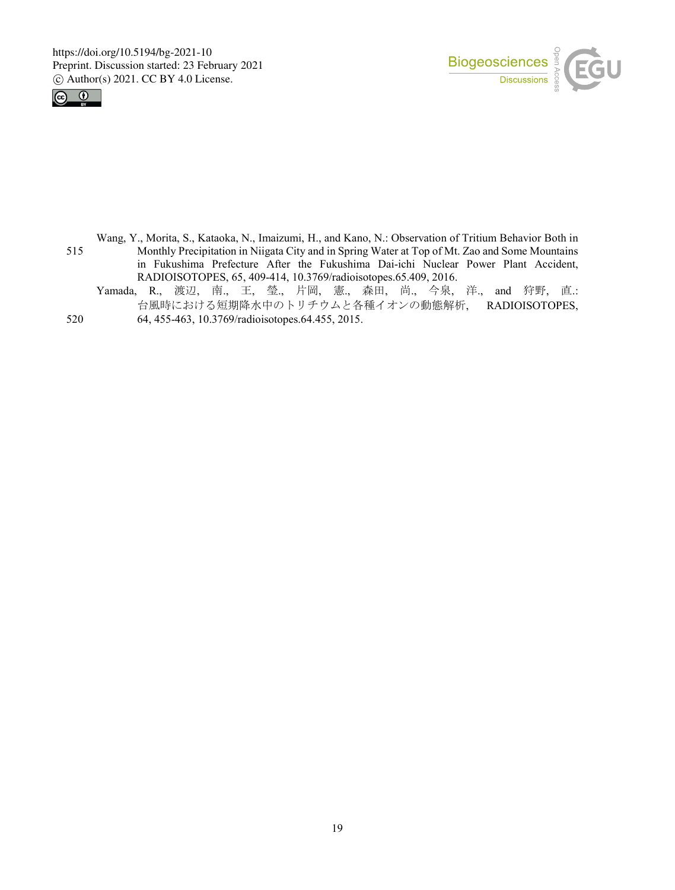Wang, Y., Morita, S., Kataoka, N., Imaizumi, H., and Kano, N.: Observation of Tritium Behavior Both in Monthly Precipitation in Niigata City and in Spring Water at Top of Mt. Zao and Some Mountains in Fukushima Prefecture After the Fukushima Dai-ichi Nuclear Power Plant Accident, RADIOISOTOPES, 65, 409-414, 10.3769/radioisotopes.65.409, 2016.

Yamada, R., 渡辺, 南., 王, 瑩., 片岡, 憲., 森田, 尚., 今泉, 洋., and 狩野, 直.: 台風時における短期降水中のトリチウムと各種イオンの動態解析, RADIOISOTOPES, 64, 455-463, 10.3769/radioisotopes.64.455, 2015.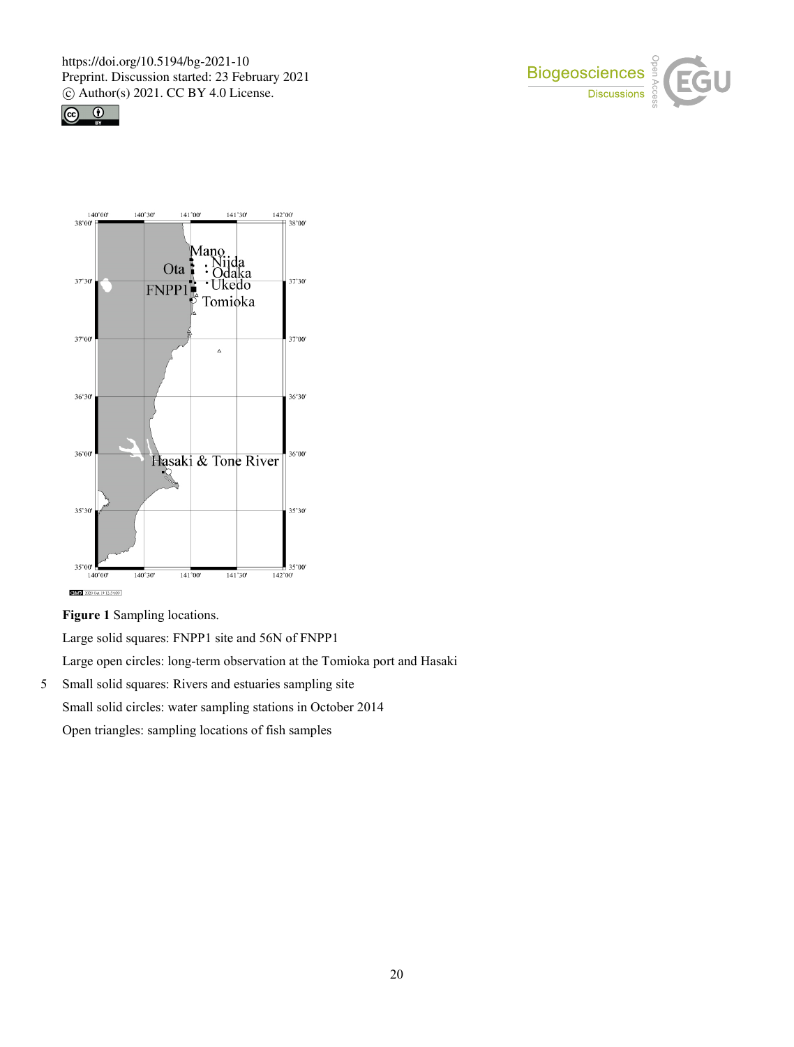**Figure 1** Sampling locations.

Large solid squares: FNPP1 site and 56N of FNPP1

Large open circles: long-term observation at the Tomioka port and Hasaki

Small solid squares: Rivers and estuaries sampling site

Small solid circles: water sampling stations in October 2014

Open triangles: sampling locations of fish samples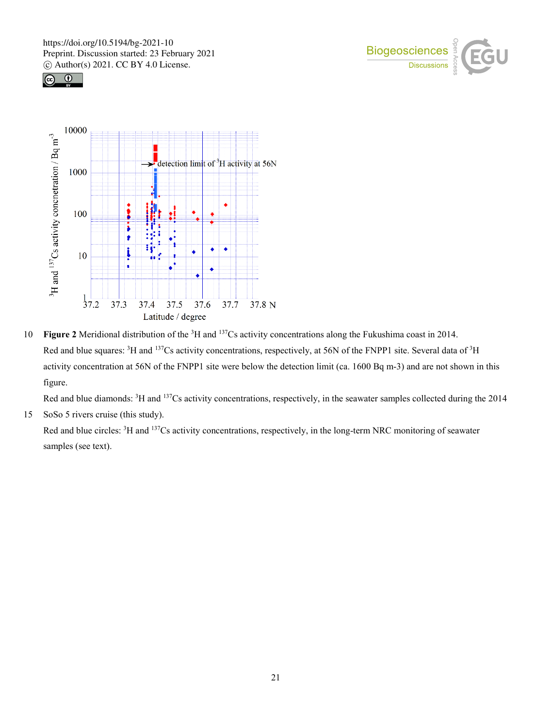**Figure 2** Meridional distribution of the $^{3}H$ and $^{137}Cs$ activity concentrations along the Fukushima coast in 2014. Red and blue squares: $^{3}H$ and $^{137}Cs$ activity concentrations, respectively, at 56N of the FNPP1 site. Several data of $^{3}H$ activity concentration at 56N of the FNPP1 site were below the detection limit (ca. 1600 Bq m-3) and are not shown in this figure.

Red and blue diamonds: $^{3}H$ and $^{137}Cs$ activity concentrations, respectively, in the seawater samples collected during the 2014 SoSo 5 rivers cruise (this study).

Red and blue circles: $^{3}H$ and $^{137}Cs$ activity concentrations, respectively, in the long-term NRC monitoring of seawater samples (see text).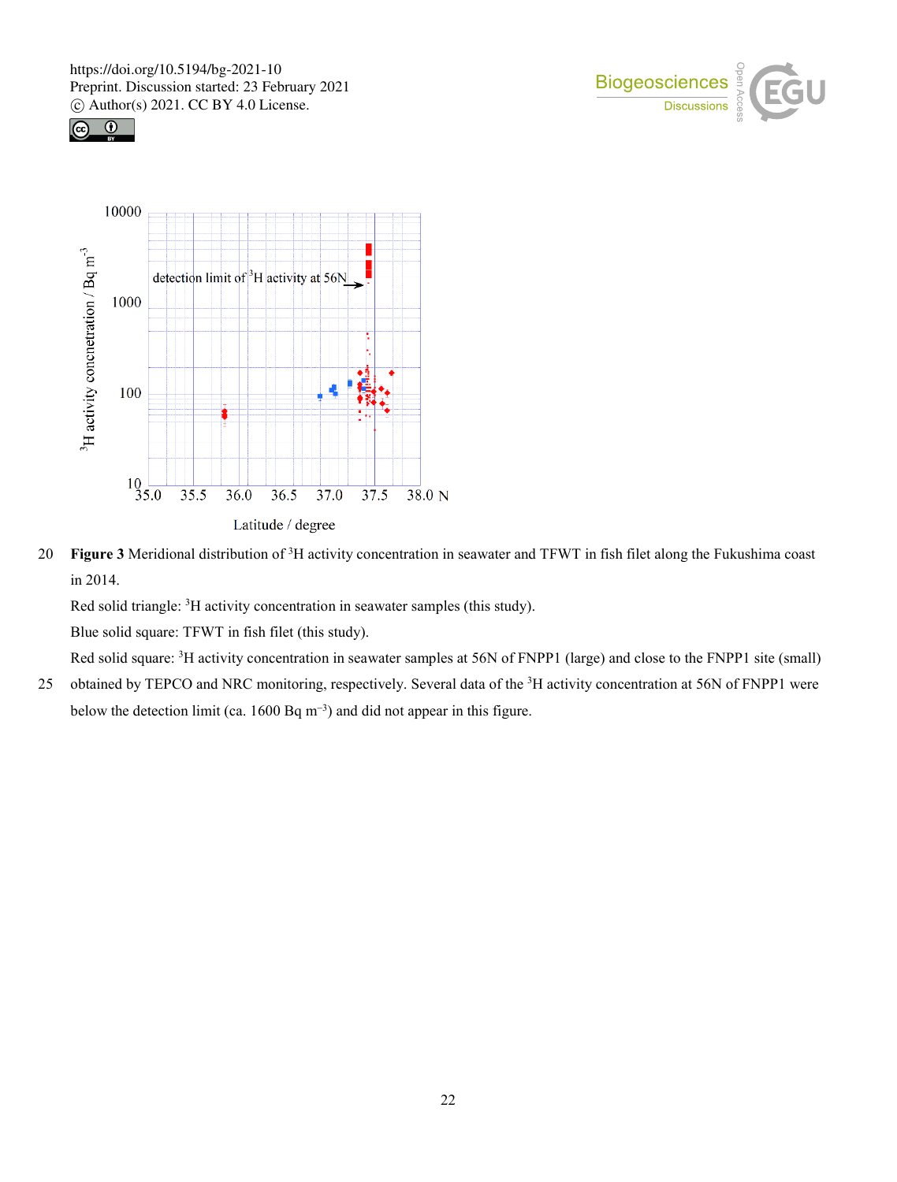Figure 3 Meridional distribution of $^{3}$H activity concentration in seawater and TFWT in fish filet along the Fukushima coast in 2014.

Red solid triangle: $^{3}$H activity concentration in seawater samples (this study).

Blue solid square: TFWT in fish filet (this study).

Red solid square: $^{3}$H activity concentration in seawater samples at 56N of FNPP1 (large) and close to the FNPP1 site (small) obtained by TEPCO and NRC monitoring, respectively. Several data of the $^{3}$H activity concentration at 56N of FNPP1 were below the detection limit (ca. 1600 Bq m$^{-3}$) and did not appear in this figure.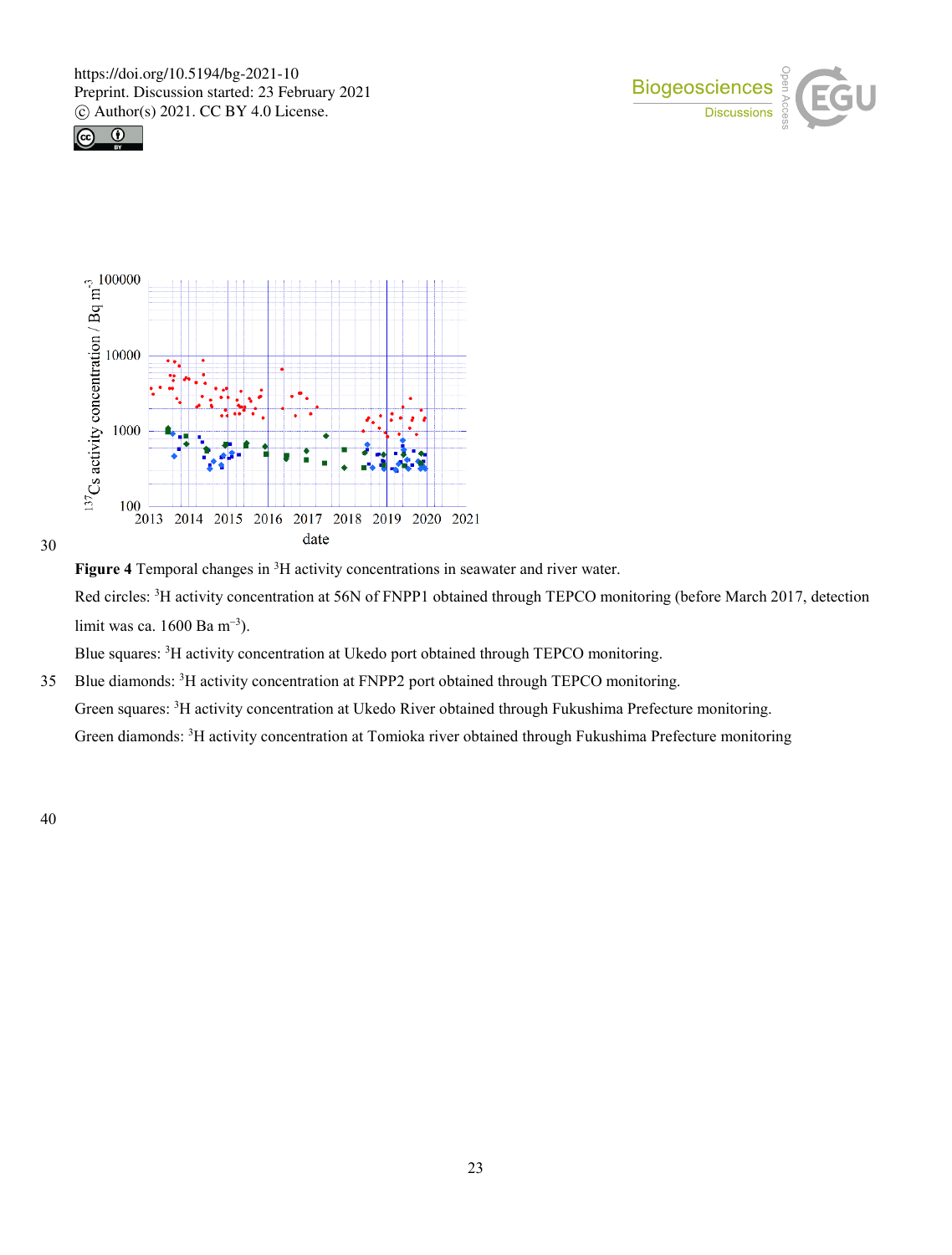**Figure 4** Temporal changes in $^{3}H$ activity concentrations in seawater and river water.

Red circles: $^{3}H$ activity concentration at 56N of FNPP1 obtained through TEPCO monitoring (before March 2017, detection limit was ca. 1600 Ba $m^{-3}$).

Blue squares: $^{3}H$ activity concentration at Ukedo port obtained through TEPCO monitoring.

Blue diamonds: $^{3}H$ activity concentration at FNPP2 port obtained through TEPCO monitoring.

Green squares: $^{3}H$ activity concentration at Ukedo River obtained through Fukushima Prefecture monitoring.

Green diamonds: $^{3}H$ activity concentration at Tomioka river obtained through Fukushima Prefecture monitoring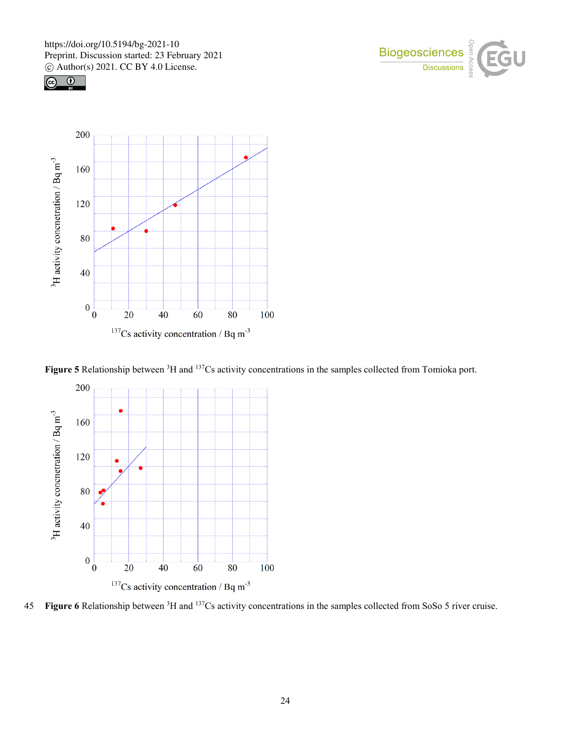**Figure 5** Relationship between $^{3}H$ and $^{137}Cs$ activity concentrations in the samples collected from Tomioka port.

**Figure 6** Relationship between $^{3}H$ and $^{137}Cs$ activity concentrations in the samples collected from SoSo 5 river cruise.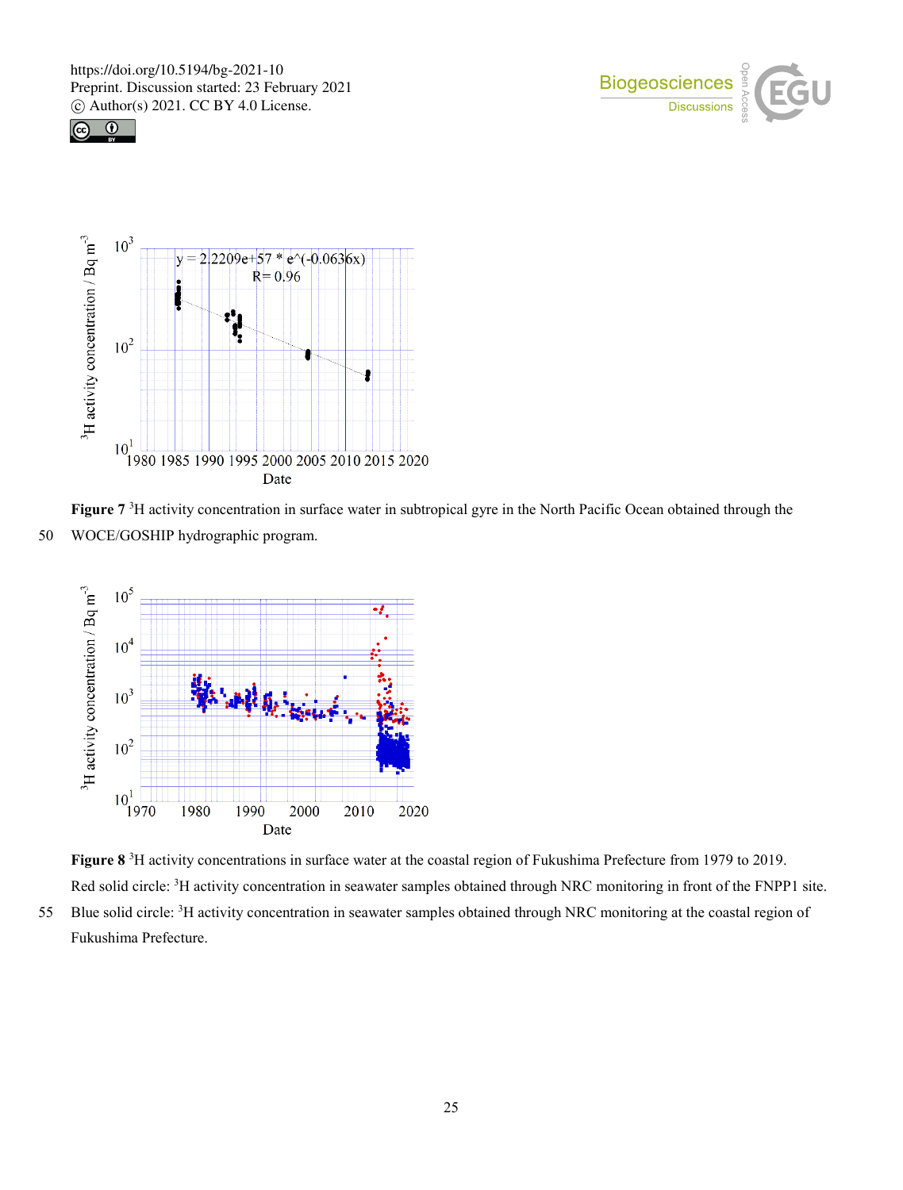**Figure 7** $^3$H activity concentration in surface water in subtropical gyre in the North Pacific Ocean obtained through the WOCE/GOSHIP hydrographic program.

**Figure 8** $^3$H activity concentrations in surface water at the coastal region of Fukushima Prefecture from 1979 to 2019. Red solid circle: $^3$H activity concentration in seawater samples obtained through NRC monitoring in front of the FNPP1 site. Blue solid circle: $^3$H activity concentration in seawater samples obtained through NRC monitoring at the coastal region of Fukushima Prefecture.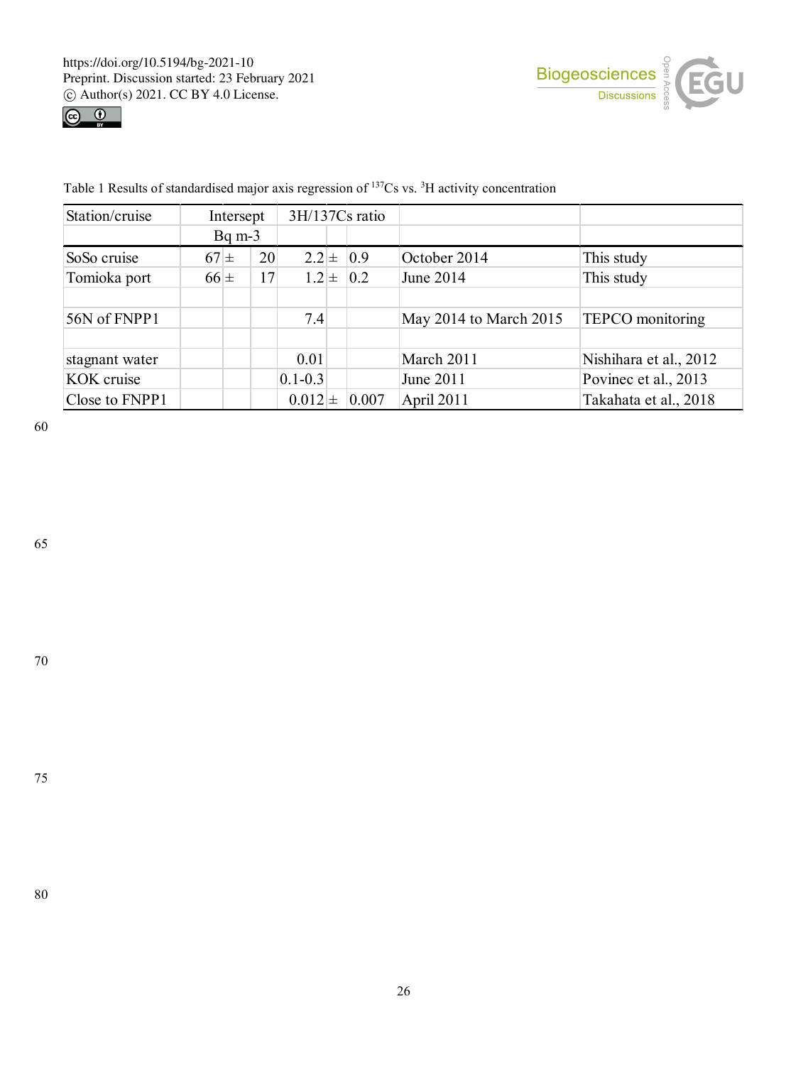Table 1 Results of standardised major axis regression of $^{137}$Cs vs. $^{3}$H activity concentration

| Station/cruise | Intersept | 3H/137Cs ratio | | |
|---|---|---|---|---|
| | Bq m-3 | | | |
| SoSo cruise | 67 ± 20 | 2.2 ± 0.9 | October 2014 | This study |
| Tomioka port | 66 ± 17 | 1.2 ± 0.2 | June 2014 | This study |
| | | | | |
| 56N of FNPP1 | | 7.4 | May 2014 to March 2015 | TEPCO monitoring |
| | | | | |
| stagnant water | | 0.01 | March 2011 | Nishihara et al., 2012 |
| KOK cruise | | 0.1-0.3 | June 2011 | Povinec et al., 2013 |
| Close to FNPP1 | | 0.012 ± 0.007 | April 2011 | Takahata et al., 2018 |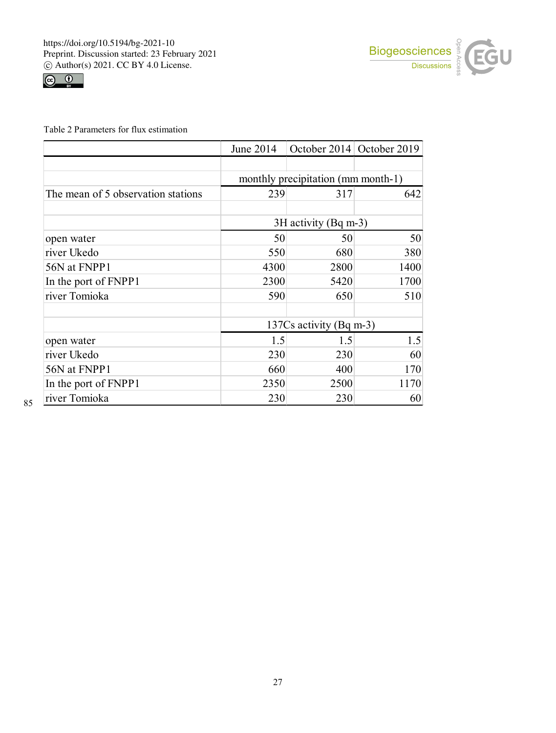Table 2 Parameters for flux estimation

| | June 2014 | October 2014 | October 2019 |
|---|---|---|---|
| | | | |
| | monthly precipitation (mm month-1) | | |
| The mean of 5 observation stations | 239 | 317 | 642 |
| | | | |
| | 3H activity (Bq m-3) | | |
| open water | 50 | 50 | 50 |
| river Ukedo | 550 | 680 | 380 |
| 56N at FNPP1 | 4300 | 2800 | 1400 |
| In the port of FNPP1 | 2300 | 5420 | 1700 |
| river Tomioka | 590 | 650 | 510 |
| | | | |
| | 137Cs activity (Bq m-3) | | |
| open water | 1.5 | 1.5 | 1.5 |
| river Ukedo | 230 | 230 | 60 |
| 56N at FNPP1 | 660 | 400 | 170 |
| In the port of FNPP1 | 2350 | 2500 | 1170 |
| river Tomioka | 230 | 230 | 60 |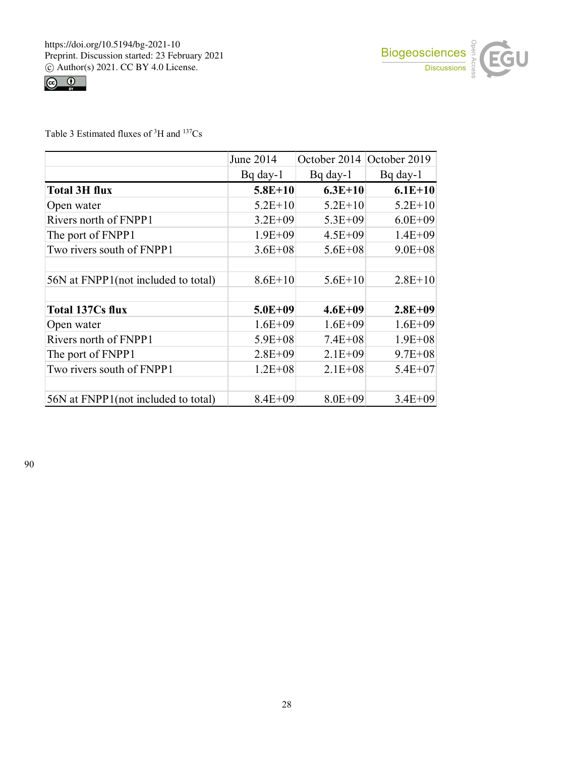Table 3 Estimated fluxes of $^{3}H$ and $^{137}Cs$

| | June 2014 | October 2014 | October 2019 |
|---|---|---|---|
| | Bq day-1 | Bq day-1 | Bq day-1 |
| **Total 3H flux** | **5.8E+10** | **6.3E+10** | **6.1E+10** |
| Open water | 5.2E+10 | 5.2E+10 | 5.2E+10 |
| Rivers north of FNPP1 | 3.2E+09 | 5.3E+09 | 6.0E+09 |
| The port of FNPP1 | 1.9E+09 | 4.5E+09 | 1.4E+09 |
| Two rivers south of FNPP1 | 3.6E+08 | 5.6E+08 | 9.0E+08 |
| | | | |
| 56N at FNPP1(not included to total) | 8.6E+10 | 5.6E+10 | 2.8E+10 |
| | | | |
| **Total 137Cs flux** | **5.0E+09** | **4.6E+09** | **2.8E+09** |
| Open water | 1.6E+09 | 1.6E+09 | 1.6E+09 |
| Rivers north of FNPP1 | 5.9E+08 | 7.4E+08 | 1.9E+08 |
| The port of FNPP1 | 2.8E+09 | 2.1E+09 | 9.7E+08 |
| Two rivers south of FNPP1 | 1.2E+08 | 2.1E+08 | 5.4E+07 |
| | | | |
| 56N at FNPP1(not included to total) | 8.4E+09 | 8.0E+09 | 3.4E+09 |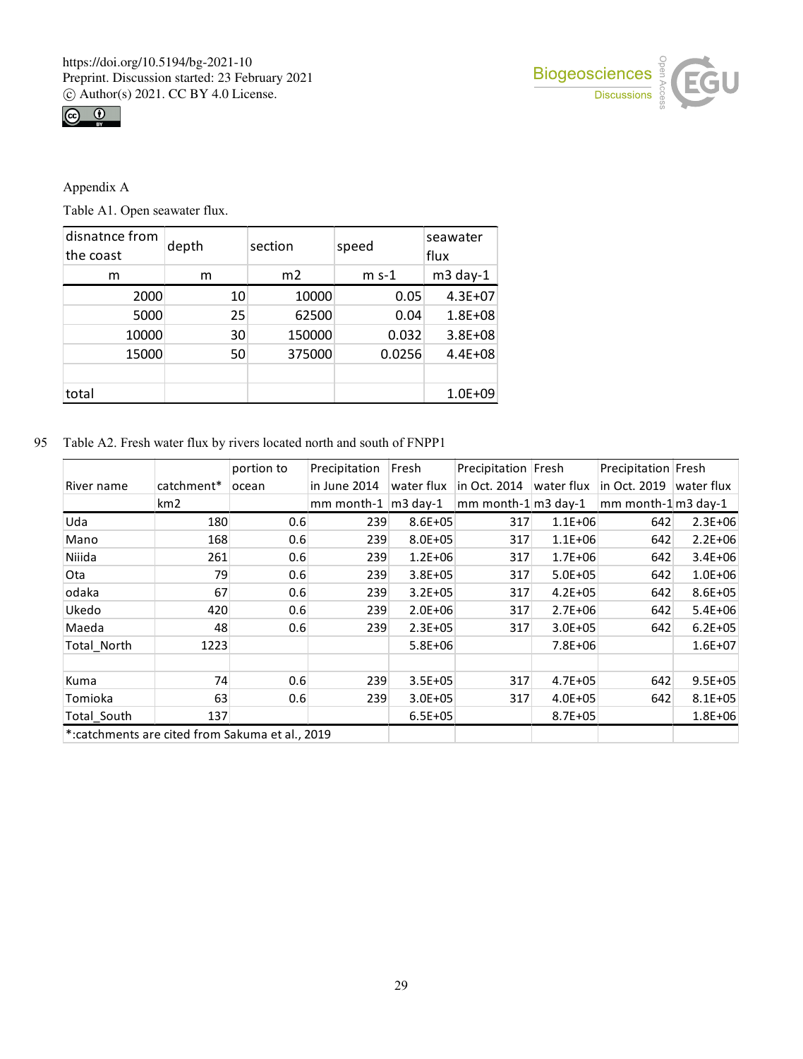Appendix A

Table A1. Open seawater flux.

| disnatnce from the coast | depth | section | speed | seawater flux |
|---|---|---|---|---|
| m | m | m2 | m s-1 | m3 day-1 |
| 2000 | 10 | 10000 | 0.05 | 4.3E+07 |
| 5000 | 25 | 62500 | 0.04 | 1.8E+08 |
| 10000 | 30 | 150000 | 0.032 | 3.8E+08 |
| 15000 | 50 | 375000 | 0.0256 | 4.4E+08 |
| | | | | |
| total | | | | 1.0E+09 |

Table A2. Fresh water flux by rivers located north and south of FNPP1

| River name | catchment* | portion to ocean | Precipitation in June 2014 | Fresh water flux | Precipitation in Oct. 2014 | Fresh water flux | Precipitation in Oct. 2019 | Fresh water flux |
|---|---|---|---|---|---|---|---|---|
| | km2 | | mm month-1 | m3 day-1 | mm month-1 | m3 day-1 | mm month-1 | m3 day-1 |
| Uda | 180 | 0.6 | 239 | 8.6E+05 | 317 | 1.1E+06 | 642 | 2.3E+06 |
| Mano | 168 | 0.6 | 239 | 8.0E+05 | 317 | 1.1E+06 | 642 | 2.2E+06 |
| Niiida | 261 | 0.6 | 239 | 1.2E+06 | 317 | 1.7E+06 | 642 | 3.4E+06 |
| Ota | 79 | 0.6 | 239 | 3.8E+05 | 317 | 5.0E+05 | 642 | 1.0E+06 |
| odaka | 67 | 0.6 | 239 | 3.2E+05 | 317 | 4.2E+05 | 642 | 8.6E+05 |
| Ukedo | 420 | 0.6 | 239 | 2.0E+06 | 317 | 2.7E+06 | 642 | 5.4E+06 |
| Maeda | 48 | 0.6 | 239 | 2.3E+05 | 317 | 3.0E+05 | 642 | 6.2E+05 |
| Total_North | 1223 | | | 5.8E+06 | | 7.8E+06 | | 1.6E+07 |
| | | | | | | | | |
| Kuma | 74 | 0.6 | 239 | 3.5E+05 | 317 | 4.7E+05 | 642 | 9.5E+05 |
| Tomioka | 63 | 0.6 | 239 | 3.0E+05 | 317 | 4.0E+05 | 642 | 8.1E+05 |
| Total_South | 137 | | | 6.5E+05 | | 8.7E+05 | | 1.8E+06 |

*:catchments are cited from Sakuma et al., 2019